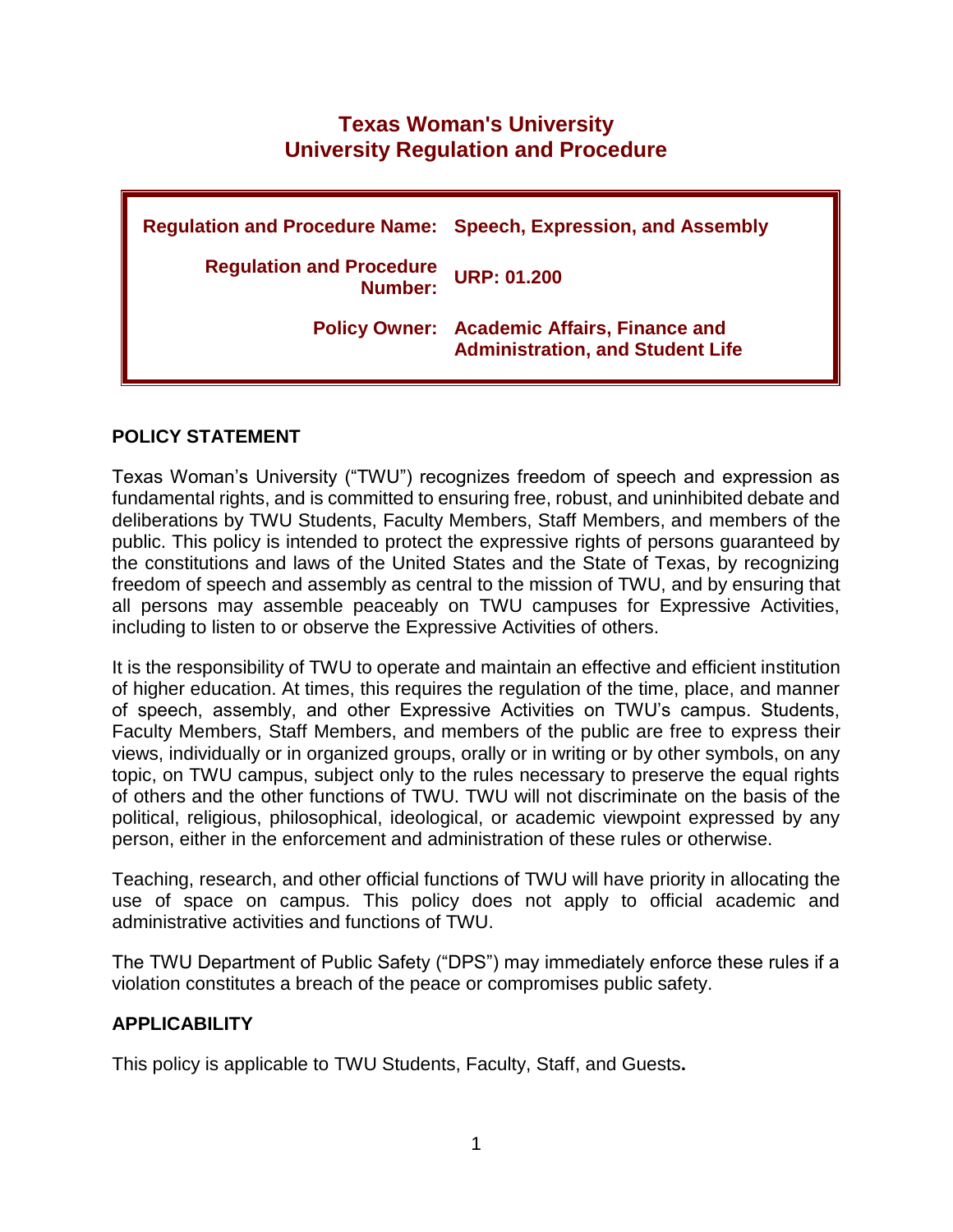# Texas Woman's University
# University Regulation and Procedure

| | |
|---|---|
| **Regulation and Procedure Name:** | **Speech, Expression, and Assembly** |
| **Regulation and Procedure Number:** | **URP: 01.200** |
| **Policy Owner:** | **Academic Affairs, Finance and Administration, and Student Life** |

## POLICY STATEMENT

Texas Woman's University ("TWU") recognizes freedom of speech and expression as fundamental rights, and is committed to ensuring free, robust, and uninhibited debate and deliberations by TWU Students, Faculty Members, Staff Members, and members of the public. This policy is intended to protect the expressive rights of persons guaranteed by the constitutions and laws of the United States and the State of Texas, by recognizing freedom of speech and assembly as central to the mission of TWU, and by ensuring that all persons may assemble peaceably on TWU campuses for Expressive Activities, including to listen to or observe the Expressive Activities of others.

It is the responsibility of TWU to operate and maintain an effective and efficient institution of higher education. At times, this requires the regulation of the time, place, and manner of speech, assembly, and other Expressive Activities on TWU's campus. Students, Faculty Members, Staff Members, and members of the public are free to express their views, individually or in organized groups, orally or in writing or by other symbols, on any topic, on TWU campus, subject only to the rules necessary to preserve the equal rights of others and the other functions of TWU. TWU will not discriminate on the basis of the political, religious, philosophical, ideological, or academic viewpoint expressed by any person, either in the enforcement and administration of these rules or otherwise.

Teaching, research, and other official functions of TWU will have priority in allocating the use of space on campus. This policy does not apply to official academic and administrative activities and functions of TWU.

The TWU Department of Public Safety ("DPS") may immediately enforce these rules if a violation constitutes a breach of the peace or compromises public safety.

## APPLICABILITY

This policy is applicable to TWU Students, Faculty, Staff, and Guests**.**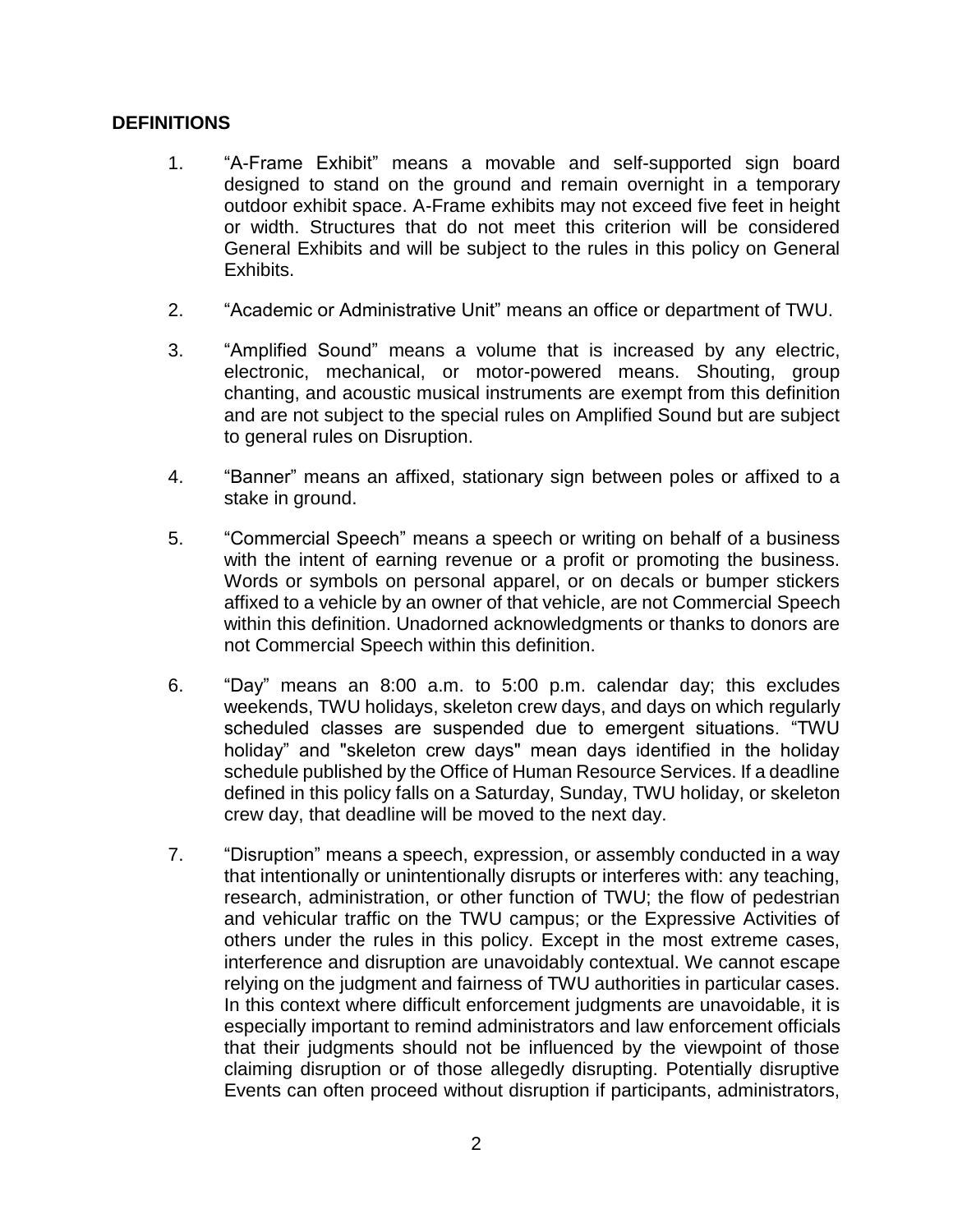## DEFINITIONS

1. "A-Frame Exhibit" means a movable and self-supported sign board designed to stand on the ground and remain overnight in a temporary outdoor exhibit space. A-Frame exhibits may not exceed five feet in height or width. Structures that do not meet this criterion will be considered General Exhibits and will be subject to the rules in this policy on General Exhibits.

2. "Academic or Administrative Unit" means an office or department of TWU.

3. "Amplified Sound" means a volume that is increased by any electric, electronic, mechanical, or motor-powered means. Shouting, group chanting, and acoustic musical instruments are exempt from this definition and are not subject to the special rules on Amplified Sound but are subject to general rules on Disruption.

4. "Banner" means an affixed, stationary sign between poles or affixed to a stake in ground.

5. "Commercial Speech" means a speech or writing on behalf of a business with the intent of earning revenue or a profit or promoting the business. Words or symbols on personal apparel, or on decals or bumper stickers affixed to a vehicle by an owner of that vehicle, are not Commercial Speech within this definition. Unadorned acknowledgments or thanks to donors are not Commercial Speech within this definition.

6. "Day" means an 8:00 a.m. to 5:00 p.m. calendar day; this excludes weekends, TWU holidays, skeleton crew days, and days on which regularly scheduled classes are suspended due to emergent situations. "TWU holiday" and "skeleton crew days" mean days identified in the holiday schedule published by the Office of Human Resource Services. If a deadline defined in this policy falls on a Saturday, Sunday, TWU holiday, or skeleton crew day, that deadline will be moved to the next day.

7. "Disruption" means a speech, expression, or assembly conducted in a way that intentionally or unintentionally disrupts or interferes with: any teaching, research, administration, or other function of TWU; the flow of pedestrian and vehicular traffic on the TWU campus; or the Expressive Activities of others under the rules in this policy. Except in the most extreme cases, interference and disruption are unavoidably contextual. We cannot escape relying on the judgment and fairness of TWU authorities in particular cases. In this context where difficult enforcement judgments are unavoidable, it is especially important to remind administrators and law enforcement officials that their judgments should not be influenced by the viewpoint of those claiming disruption or of those allegedly disrupting. Potentially disruptive Events can often proceed without disruption if participants, administrators,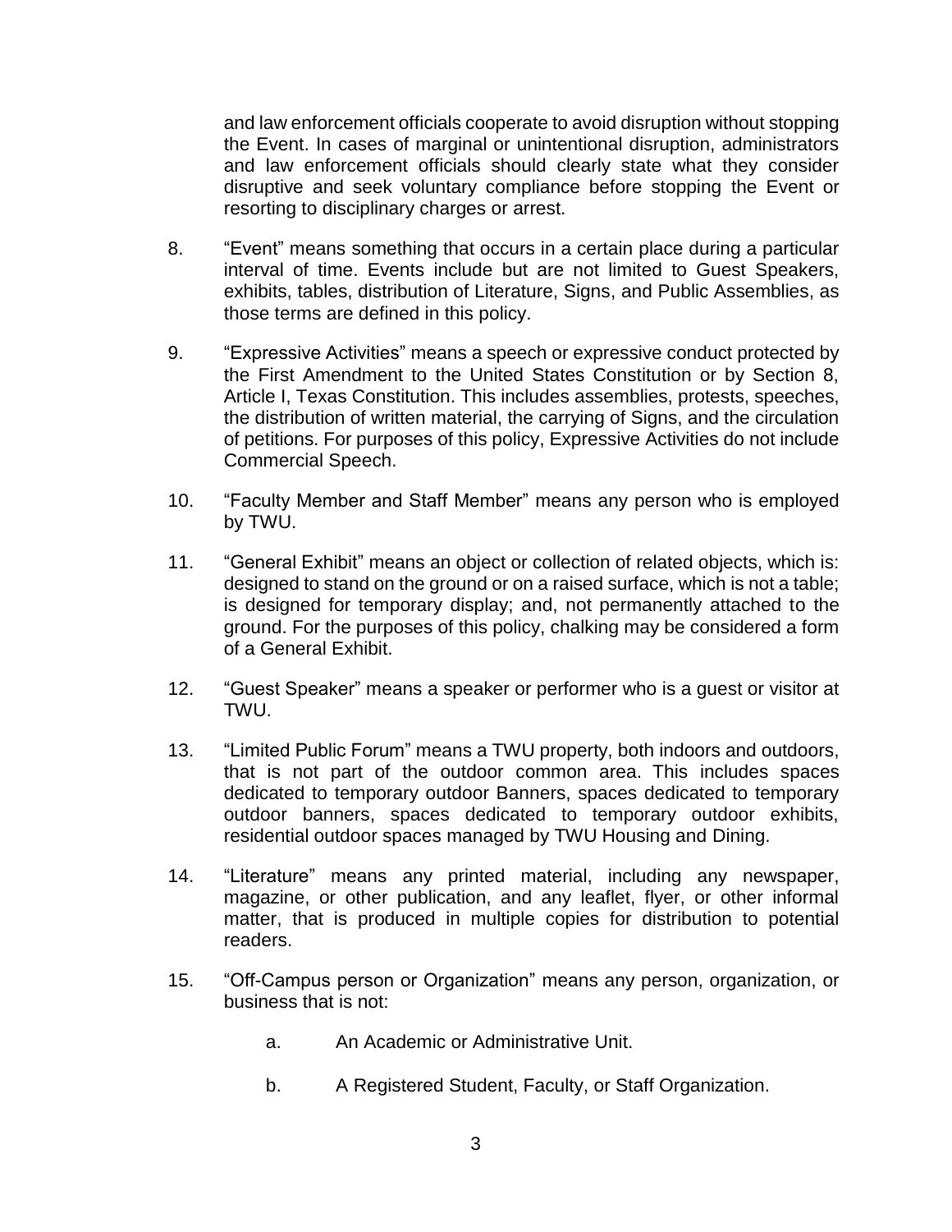and law enforcement officials cooperate to avoid disruption without stopping the Event. In cases of marginal or unintentional disruption, administrators and law enforcement officials should clearly state what they consider disruptive and seek voluntary compliance before stopping the Event or resorting to disciplinary charges or arrest.

8. “Event” means something that occurs in a certain place during a particular interval of time. Events include but are not limited to Guest Speakers, exhibits, tables, distribution of Literature, Signs, and Public Assemblies, as those terms are defined in this policy.

9. “Expressive Activities” means a speech or expressive conduct protected by the First Amendment to the United States Constitution or by Section 8, Article I, Texas Constitution. This includes assemblies, protests, speeches, the distribution of written material, the carrying of Signs, and the circulation of petitions. For purposes of this policy, Expressive Activities do not include Commercial Speech.

10. “Faculty Member and Staff Member” means any person who is employed by TWU.

11. “General Exhibit” means an object or collection of related objects, which is: designed to stand on the ground or on a raised surface, which is not a table; is designed for temporary display; and, not permanently attached to the ground. For the purposes of this policy, chalking may be considered a form of a General Exhibit.

12. “Guest Speaker” means a speaker or performer who is a guest or visitor at TWU.

13. “Limited Public Forum” means a TWU property, both indoors and outdoors, that is not part of the outdoor common area. This includes spaces dedicated to temporary outdoor Banners, spaces dedicated to temporary outdoor banners, spaces dedicated to temporary outdoor exhibits, residential outdoor spaces managed by TWU Housing and Dining.

14. “Literature” means any printed material, including any newspaper, magazine, or other publication, and any leaflet, flyer, or other informal matter, that is produced in multiple copies for distribution to potential readers.

15. “Off-Campus person or Organization” means any person, organization, or business that is not:

    a. An Academic or Administrative Unit.

    b. A Registered Student, Faculty, or Staff Organization.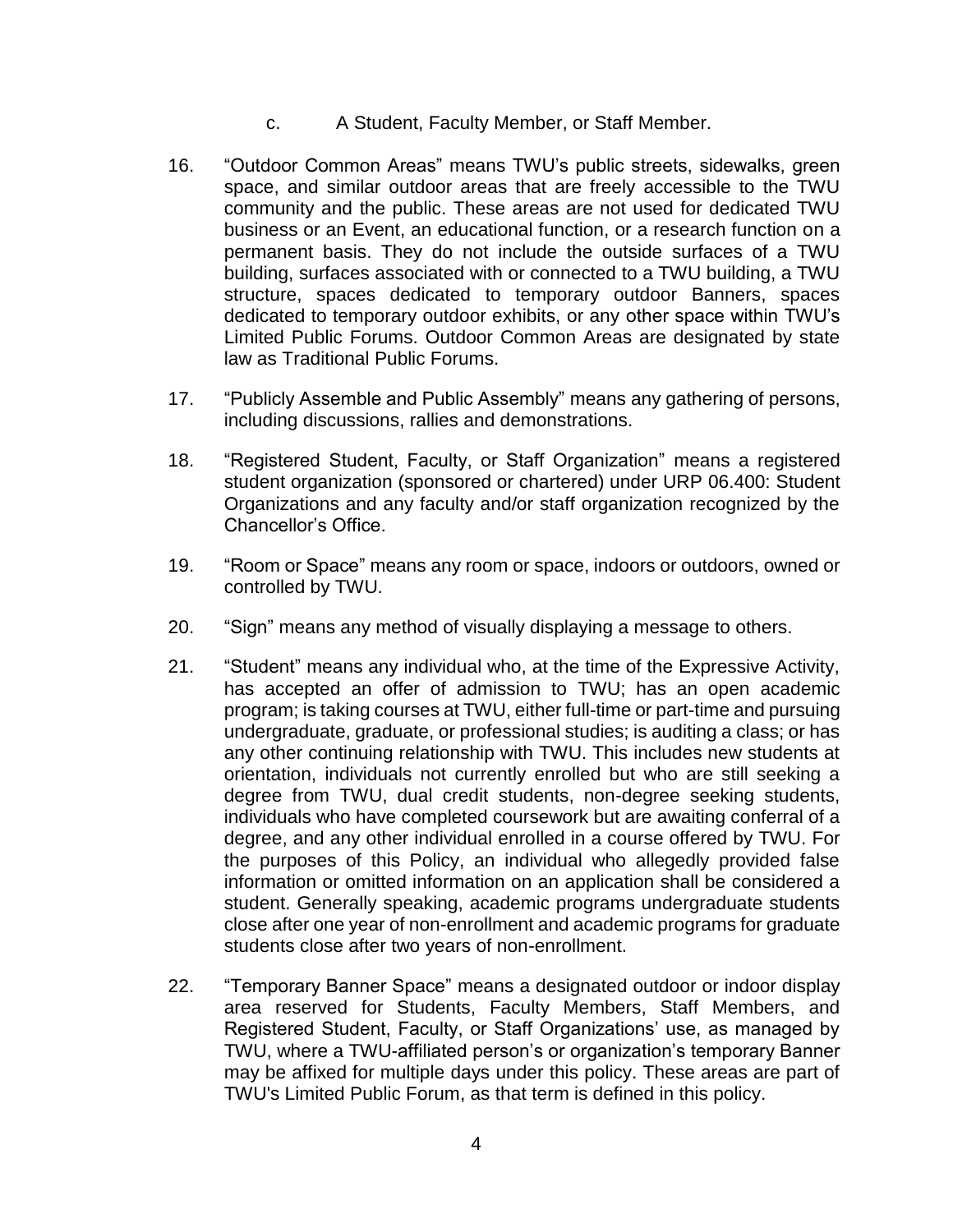c. A Student, Faculty Member, or Staff Member.

16. "Outdoor Common Areas" means TWU's public streets, sidewalks, green space, and similar outdoor areas that are freely accessible to the TWU community and the public. These areas are not used for dedicated TWU business or an Event, an educational function, or a research function on a permanent basis. They do not include the outside surfaces of a TWU building, surfaces associated with or connected to a TWU building, a TWU structure, spaces dedicated to temporary outdoor Banners, spaces dedicated to temporary outdoor exhibits, or any other space within TWU's Limited Public Forums. Outdoor Common Areas are designated by state law as Traditional Public Forums.

17. "Publicly Assemble and Public Assembly" means any gathering of persons, including discussions, rallies and demonstrations.

18. "Registered Student, Faculty, or Staff Organization" means a registered student organization (sponsored or chartered) under URP 06.400: Student Organizations and any faculty and/or staff organization recognized by the Chancellor's Office.

19. "Room or Space" means any room or space, indoors or outdoors, owned or controlled by TWU.

20. "Sign" means any method of visually displaying a message to others.

21. "Student" means any individual who, at the time of the Expressive Activity, has accepted an offer of admission to TWU; has an open academic program; is taking courses at TWU, either full-time or part-time and pursuing undergraduate, graduate, or professional studies; is auditing a class; or has any other continuing relationship with TWU. This includes new students at orientation, individuals not currently enrolled but who are still seeking a degree from TWU, dual credit students, non-degree seeking students, individuals who have completed coursework but are awaiting conferral of a degree, and any other individual enrolled in a course offered by TWU. For the purposes of this Policy, an individual who allegedly provided false information or omitted information on an application shall be considered a student. Generally speaking, academic programs undergraduate students close after one year of non-enrollment and academic programs for graduate students close after two years of non-enrollment.

22. "Temporary Banner Space" means a designated outdoor or indoor display area reserved for Students, Faculty Members, Staff Members, and Registered Student, Faculty, or Staff Organizations' use, as managed by TWU, where a TWU-affiliated person's or organization's temporary Banner may be affixed for multiple days under this policy. These areas are part of TWU's Limited Public Forum, as that term is defined in this policy.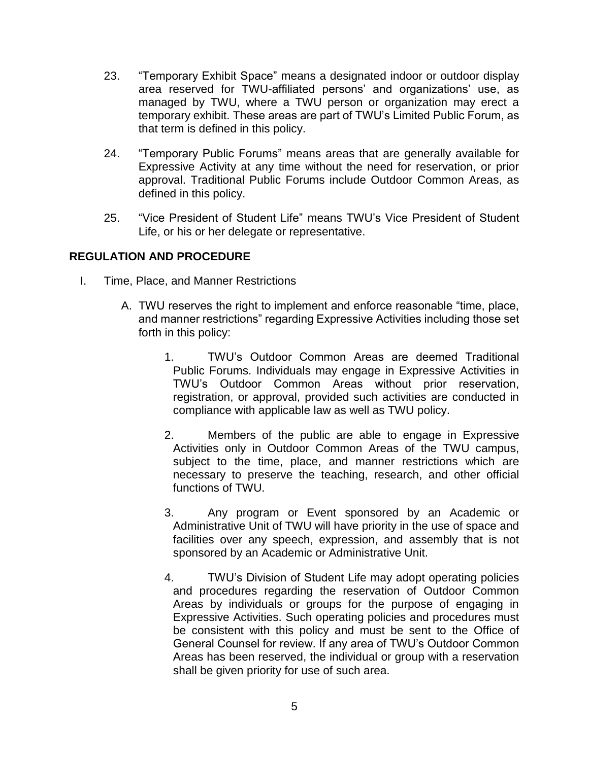23. “Temporary Exhibit Space” means a designated indoor or outdoor display area reserved for TWU-affiliated persons’ and organizations’ use, as managed by TWU, where a TWU person or organization may erect a temporary exhibit. These areas are part of TWU’s Limited Public Forum, as that term is defined in this policy.

24. “Temporary Public Forums” means areas that are generally available for Expressive Activity at any time without the need for reservation, or prior approval. Traditional Public Forums include Outdoor Common Areas, as defined in this policy.

25. “Vice President of Student Life” means TWU’s Vice President of Student Life, or his or her delegate or representative.

## REGULATION AND PROCEDURE

I. Time, Place, and Manner Restrictions

   A. TWU reserves the right to implement and enforce reasonable “time, place, and manner restrictions” regarding Expressive Activities including those set forth in this policy:

      1. TWU’s Outdoor Common Areas are deemed Traditional Public Forums. Individuals may engage in Expressive Activities in TWU’s Outdoor Common Areas without prior reservation, registration, or approval, provided such activities are conducted in compliance with applicable law as well as TWU policy.

      2. Members of the public are able to engage in Expressive Activities only in Outdoor Common Areas of the TWU campus, subject to the time, place, and manner restrictions which are necessary to preserve the teaching, research, and other official functions of TWU.

      3. Any program or Event sponsored by an Academic or Administrative Unit of TWU will have priority in the use of space and facilities over any speech, expression, and assembly that is not sponsored by an Academic or Administrative Unit.

      4. TWU’s Division of Student Life may adopt operating policies and procedures regarding the reservation of Outdoor Common Areas by individuals or groups for the purpose of engaging in Expressive Activities. Such operating policies and procedures must be consistent with this policy and must be sent to the Office of General Counsel for review. If any area of TWU’s Outdoor Common Areas has been reserved, the individual or group with a reservation shall be given priority for use of such area.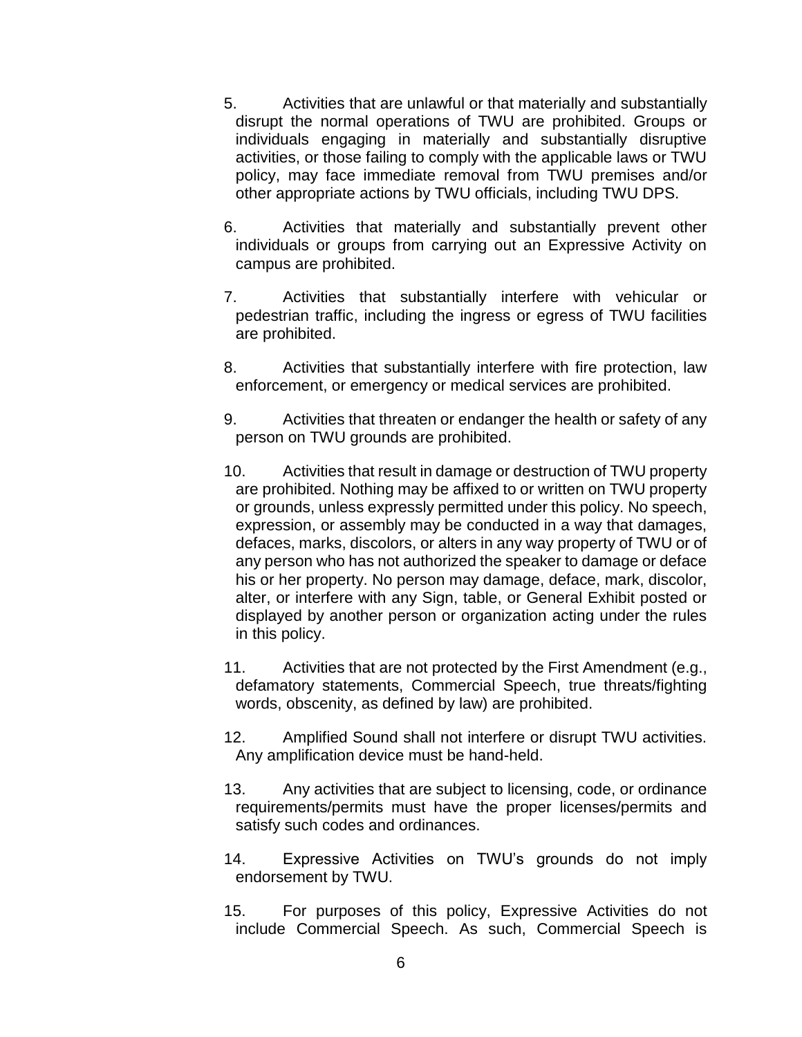5. Activities that are unlawful or that materially and substantially disrupt the normal operations of TWU are prohibited. Groups or individuals engaging in materially and substantially disruptive activities, or those failing to comply with the applicable laws or TWU policy, may face immediate removal from TWU premises and/or other appropriate actions by TWU officials, including TWU DPS.

6. Activities that materially and substantially prevent other individuals or groups from carrying out an Expressive Activity on campus are prohibited.

7. Activities that substantially interfere with vehicular or pedestrian traffic, including the ingress or egress of TWU facilities are prohibited.

8. Activities that substantially interfere with fire protection, law enforcement, or emergency or medical services are prohibited.

9. Activities that threaten or endanger the health or safety of any person on TWU grounds are prohibited.

10. Activities that result in damage or destruction of TWU property are prohibited. Nothing may be affixed to or written on TWU property or grounds, unless expressly permitted under this policy. No speech, expression, or assembly may be conducted in a way that damages, defaces, marks, discolors, or alters in any way property of TWU or of any person who has not authorized the speaker to damage or deface his or her property. No person may damage, deface, mark, discolor, alter, or interfere with any Sign, table, or General Exhibit posted or displayed by another person or organization acting under the rules in this policy.

11. Activities that are not protected by the First Amendment (e.g., defamatory statements, Commercial Speech, true threats/fighting words, obscenity, as defined by law) are prohibited.

12. Amplified Sound shall not interfere or disrupt TWU activities. Any amplification device must be hand-held.

13. Any activities that are subject to licensing, code, or ordinance requirements/permits must have the proper licenses/permits and satisfy such codes and ordinances.

14. Expressive Activities on TWU's grounds do not imply endorsement by TWU.

15. For purposes of this policy, Expressive Activities do not include Commercial Speech. As such, Commercial Speech is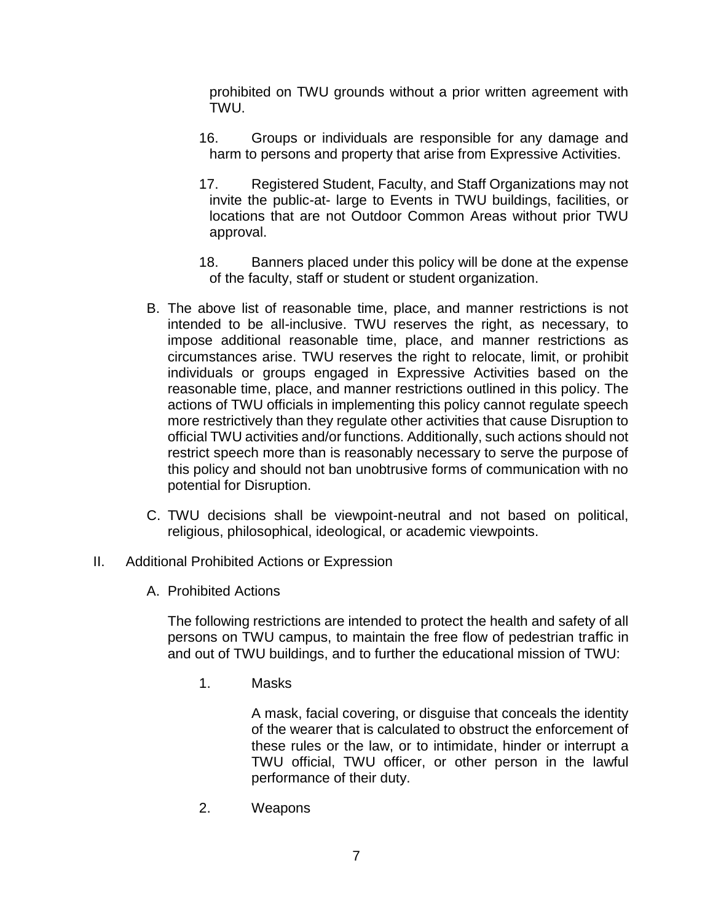prohibited on TWU grounds without a prior written agreement with TWU.

16. Groups or individuals are responsible for any damage and harm to persons and property that arise from Expressive Activities.

17. Registered Student, Faculty, and Staff Organizations may not invite the public-at- large to Events in TWU buildings, facilities, or locations that are not Outdoor Common Areas without prior TWU approval.

18. Banners placed under this policy will be done at the expense of the faculty, staff or student or student organization.

B. The above list of reasonable time, place, and manner restrictions is not intended to be all-inclusive. TWU reserves the right, as necessary, to impose additional reasonable time, place, and manner restrictions as circumstances arise. TWU reserves the right to relocate, limit, or prohibit individuals or groups engaged in Expressive Activities based on the reasonable time, place, and manner restrictions outlined in this policy. The actions of TWU officials in implementing this policy cannot regulate speech more restrictively than they regulate other activities that cause Disruption to official TWU activities and/or functions. Additionally, such actions should not restrict speech more than is reasonably necessary to serve the purpose of this policy and should not ban unobtrusive forms of communication with no potential for Disruption.

C. TWU decisions shall be viewpoint-neutral and not based on political, religious, philosophical, ideological, or academic viewpoints.

II. Additional Prohibited Actions or Expression

A. Prohibited Actions

The following restrictions are intended to protect the health and safety of all persons on TWU campus, to maintain the free flow of pedestrian traffic in and out of TWU buildings, and to further the educational mission of TWU:

1. Masks

A mask, facial covering, or disguise that conceals the identity of the wearer that is calculated to obstruct the enforcement of these rules or the law, or to intimidate, hinder or interrupt a TWU official, TWU officer, or other person in the lawful performance of their duty.

2. Weapons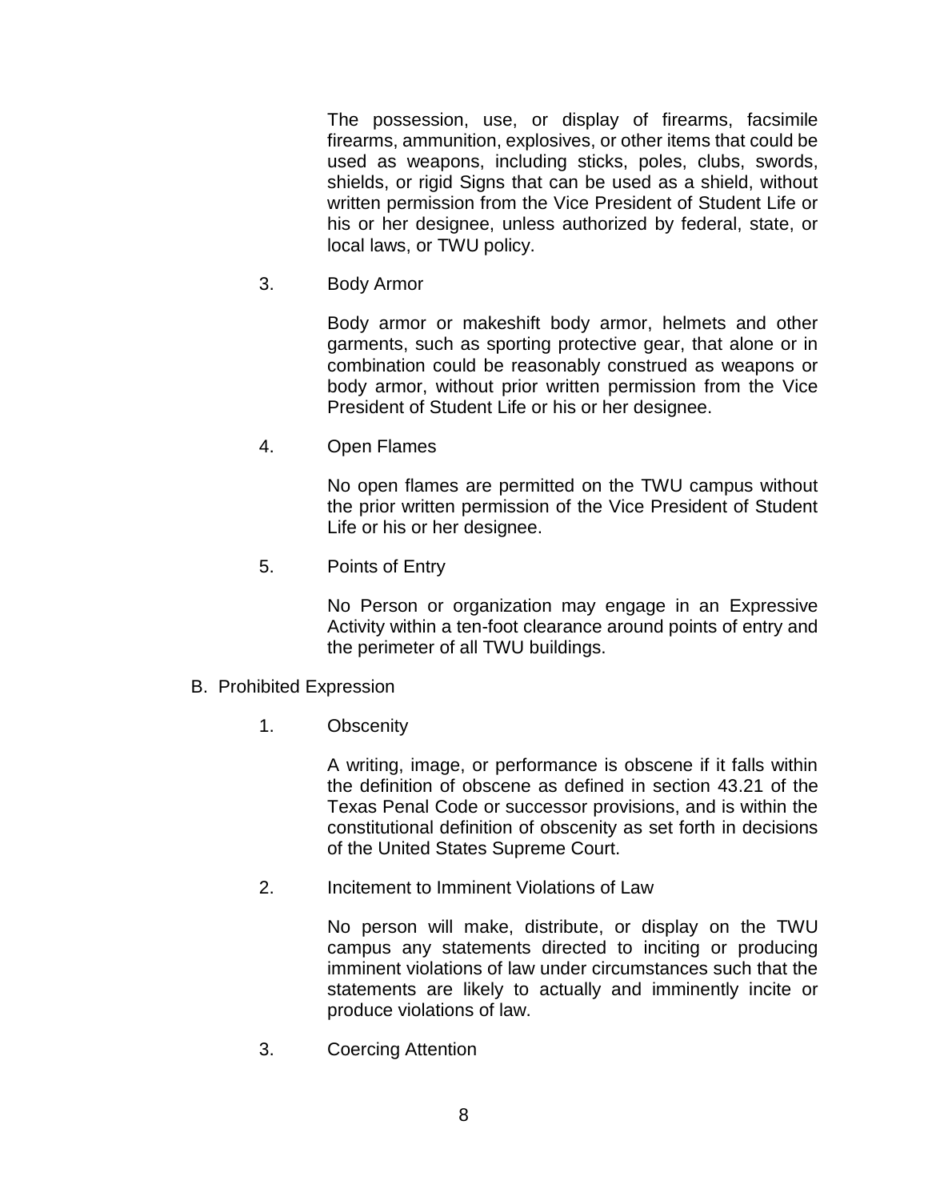The possession, use, or display of firearms, facsimile firearms, ammunition, explosives, or other items that could be used as weapons, including sticks, poles, clubs, swords, shields, or rigid Signs that can be used as a shield, without written permission from the Vice President of Student Life or his or her designee, unless authorized by federal, state, or local laws, or TWU policy.

3. Body Armor

   Body armor or makeshift body armor, helmets and other garments, such as sporting protective gear, that alone or in combination could be reasonably construed as weapons or body armor, without prior written permission from the Vice President of Student Life or his or her designee.

4. Open Flames

   No open flames are permitted on the TWU campus without the prior written permission of the Vice President of Student Life or his or her designee.

5. Points of Entry

   No Person or organization may engage in an Expressive Activity within a ten-foot clearance around points of entry and the perimeter of all TWU buildings.

B. Prohibited Expression

1. Obscenity

   A writing, image, or performance is obscene if it falls within the definition of obscene as defined in section 43.21 of the Texas Penal Code or successor provisions, and is within the constitutional definition of obscenity as set forth in decisions of the United States Supreme Court.

2. Incitement to Imminent Violations of Law

   No person will make, distribute, or display on the TWU campus any statements directed to inciting or producing imminent violations of law under circumstances such that the statements are likely to actually and imminently incite or produce violations of law.

3. Coercing Attention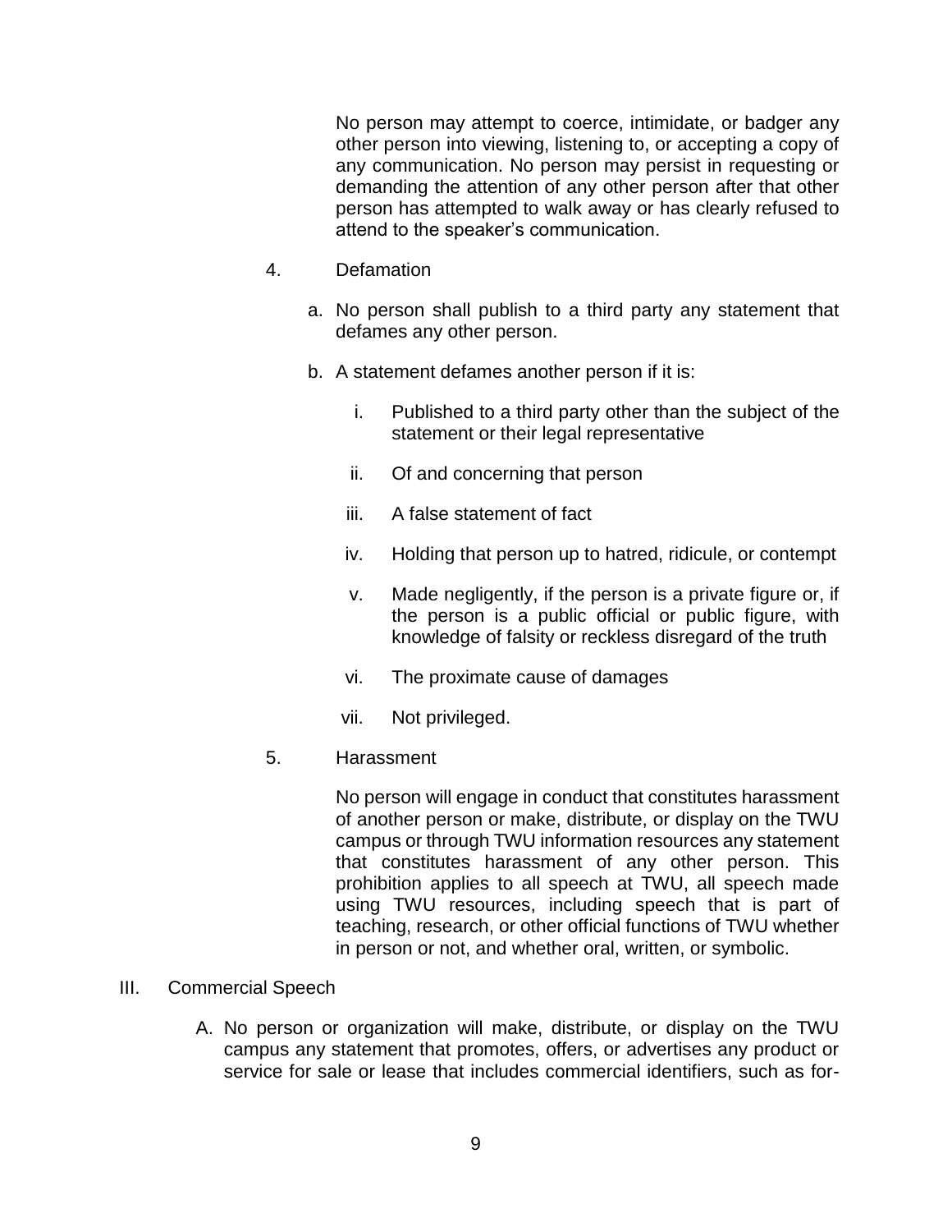No person may attempt to coerce, intimidate, or badger any other person into viewing, listening to, or accepting a copy of any communication. No person may persist in requesting or demanding the attention of any other person after that other person has attempted to walk away or has clearly refused to attend to the speaker's communication.

4. Defamation

   a. No person shall publish to a third party any statement that defames any other person.

   b. A statement defames another person if it is:

      i. Published to a third party other than the subject of the statement or their legal representative

      ii. Of and concerning that person

      iii. A false statement of fact

      iv. Holding that person up to hatred, ridicule, or contempt

      v. Made negligently, if the person is a private figure or, if the person is a public official or public figure, with knowledge of falsity or reckless disregard of the truth

      vi. The proximate cause of damages

      vii. Not privileged.

5. Harassment

   No person will engage in conduct that constitutes harassment of another person or make, distribute, or display on the TWU campus or through TWU information resources any statement that constitutes harassment of any other person. This prohibition applies to all speech at TWU, all speech made using TWU resources, including speech that is part of teaching, research, or other official functions of TWU whether in person or not, and whether oral, written, or symbolic.

III. Commercial Speech

   A. No person or organization will make, distribute, or display on the TWU campus any statement that promotes, offers, or advertises any product or service for sale or lease that includes commercial identifiers, such as for-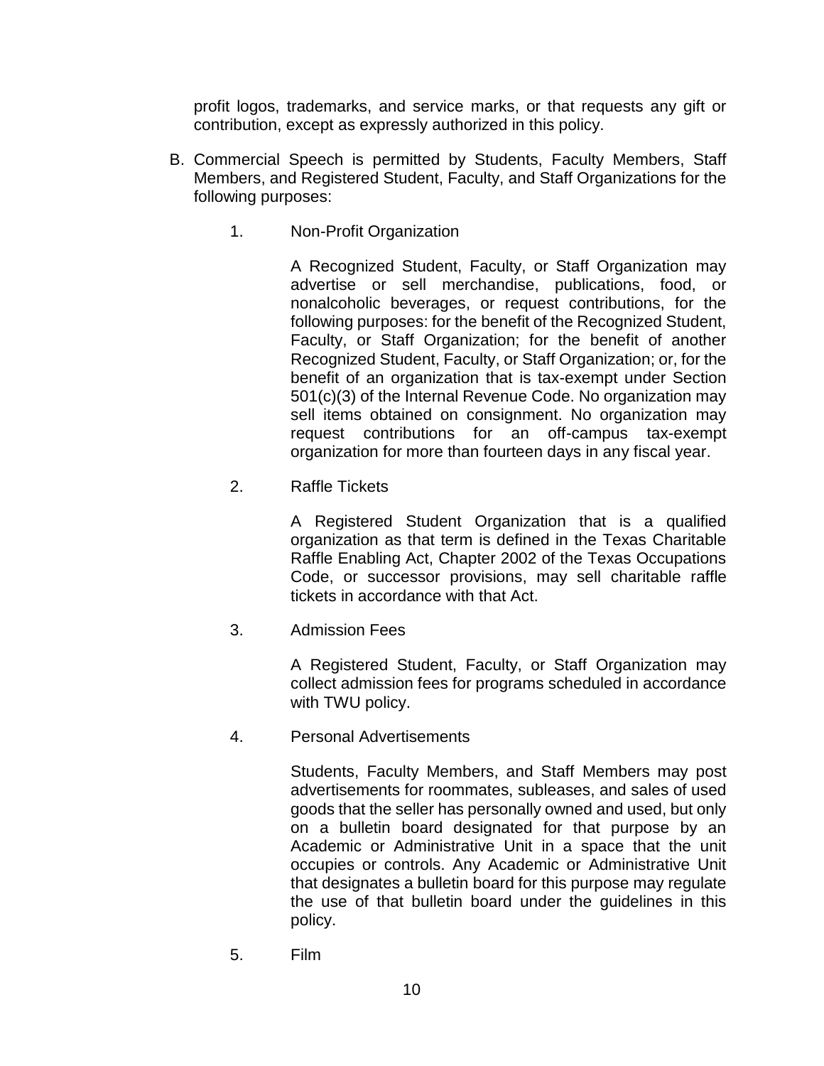profit logos, trademarks, and service marks, or that requests any gift or contribution, except as expressly authorized in this policy.

B. Commercial Speech is permitted by Students, Faculty Members, Staff Members, and Registered Student, Faculty, and Staff Organizations for the following purposes:

   1. Non-Profit Organization

      A Recognized Student, Faculty, or Staff Organization may advertise or sell merchandise, publications, food, or nonalcoholic beverages, or request contributions, for the following purposes: for the benefit of the Recognized Student, Faculty, or Staff Organization; for the benefit of another Recognized Student, Faculty, or Staff Organization; or, for the benefit of an organization that is tax-exempt under Section 501(c)(3) of the Internal Revenue Code. No organization may sell items obtained on consignment. No organization may request contributions for an off-campus tax-exempt organization for more than fourteen days in any fiscal year.

   2. Raffle Tickets

      A Registered Student Organization that is a qualified organization as that term is defined in the Texas Charitable Raffle Enabling Act, Chapter 2002 of the Texas Occupations Code, or successor provisions, may sell charitable raffle tickets in accordance with that Act.

   3. Admission Fees

      A Registered Student, Faculty, or Staff Organization may collect admission fees for programs scheduled in accordance with TWU policy.

   4. Personal Advertisements

      Students, Faculty Members, and Staff Members may post advertisements for roommates, subleases, and sales of used goods that the seller has personally owned and used, but only on a bulletin board designated for that purpose by an Academic or Administrative Unit in a space that the unit occupies or controls. Any Academic or Administrative Unit that designates a bulletin board for this purpose may regulate the use of that bulletin board under the guidelines in this policy.

   5. Film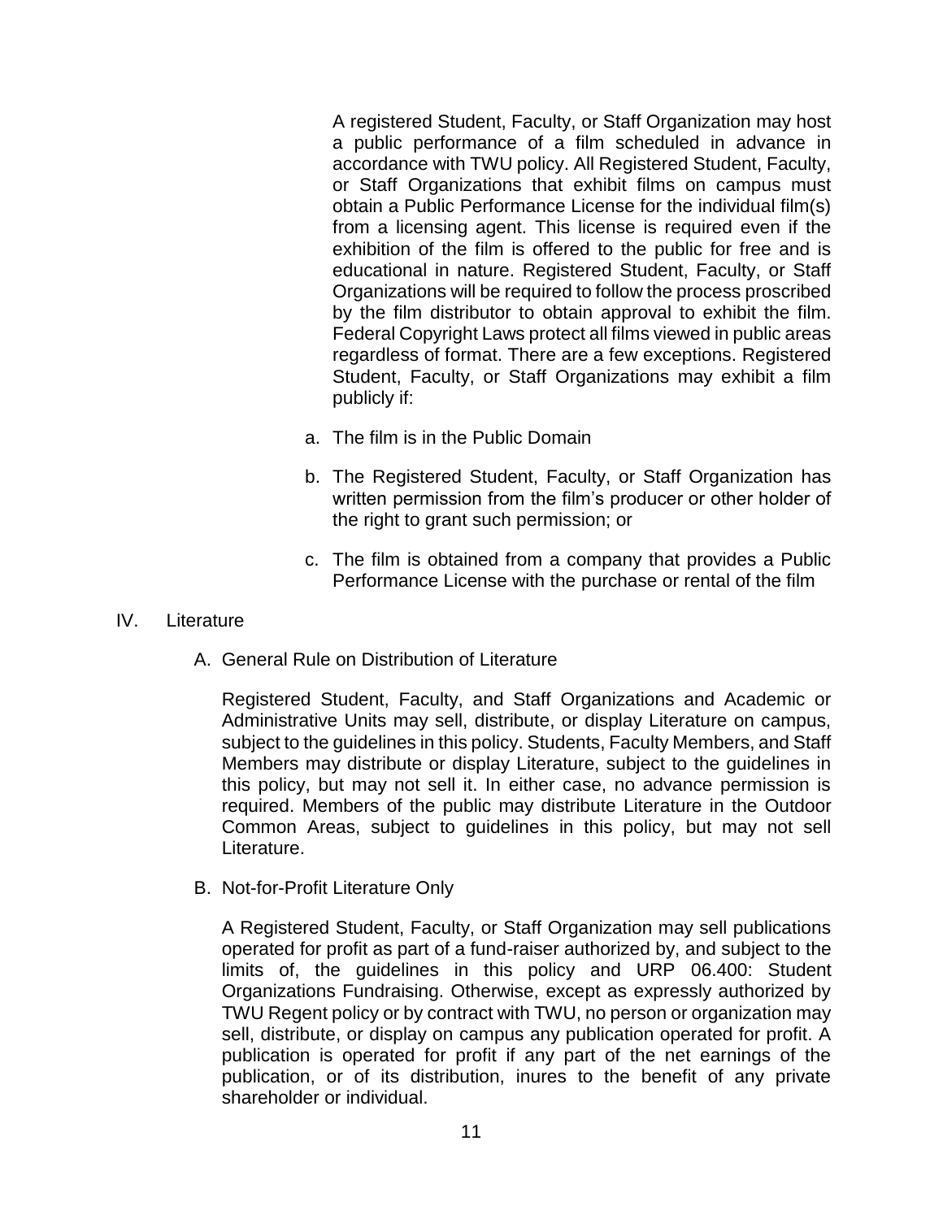A registered Student, Faculty, or Staff Organization may host a public performance of a film scheduled in advance in accordance with TWU policy. All Registered Student, Faculty, or Staff Organizations that exhibit films on campus must obtain a Public Performance License for the individual film(s) from a licensing agent. This license is required even if the exhibition of the film is offered to the public for free and is educational in nature. Registered Student, Faculty, or Staff Organizations will be required to follow the process proscribed by the film distributor to obtain approval to exhibit the film. Federal Copyright Laws protect all films viewed in public areas regardless of format. There are a few exceptions. Registered Student, Faculty, or Staff Organizations may exhibit a film publicly if:

a. The film is in the Public Domain

b. The Registered Student, Faculty, or Staff Organization has written permission from the film's producer or other holder of the right to grant such permission; or

c. The film is obtained from a company that provides a Public Performance License with the purchase or rental of the film

## IV. Literature

### A. General Rule on Distribution of Literature

Registered Student, Faculty, and Staff Organizations and Academic or Administrative Units may sell, distribute, or display Literature on campus, subject to the guidelines in this policy. Students, Faculty Members, and Staff Members may distribute or display Literature, subject to the guidelines in this policy, but may not sell it. In either case, no advance permission is required. Members of the public may distribute Literature in the Outdoor Common Areas, subject to guidelines in this policy, but may not sell Literature.

### B. Not-for-Profit Literature Only

A Registered Student, Faculty, or Staff Organization may sell publications operated for profit as part of a fund-raiser authorized by, and subject to the limits of, the guidelines in this policy and URP 06.400: Student Organizations Fundraising. Otherwise, except as expressly authorized by TWU Regent policy or by contract with TWU, no person or organization may sell, distribute, or display on campus any publication operated for profit. A publication is operated for profit if any part of the net earnings of the publication, or of its distribution, inures to the benefit of any private shareholder or individual.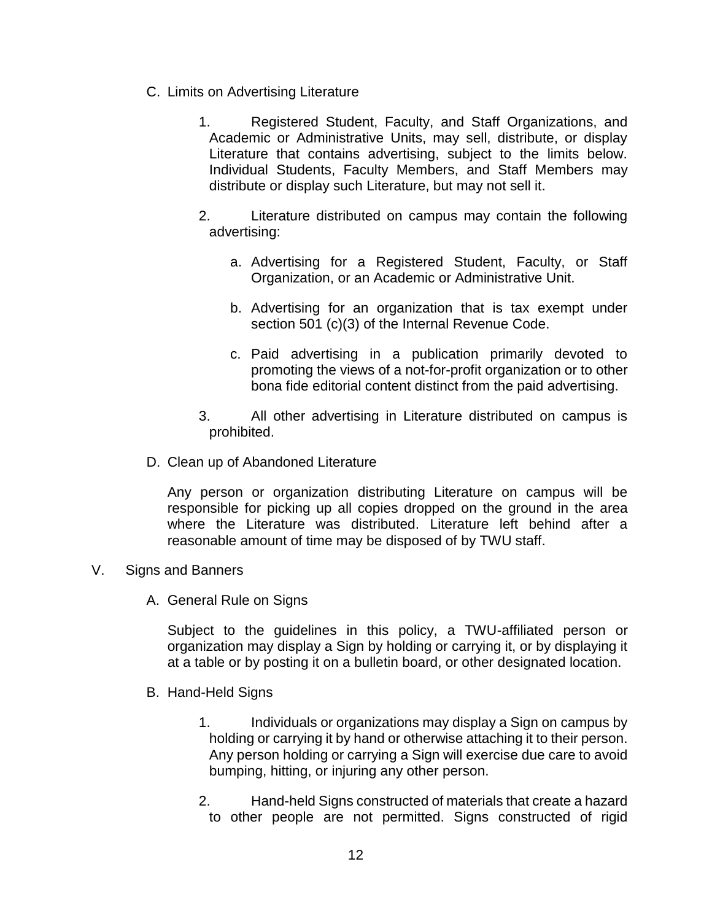C. Limits on Advertising Literature

1. Registered Student, Faculty, and Staff Organizations, and Academic or Administrative Units, may sell, distribute, or display Literature that contains advertising, subject to the limits below. Individual Students, Faculty Members, and Staff Members may distribute or display such Literature, but may not sell it.

2. Literature distributed on campus may contain the following advertising:

   a. Advertising for a Registered Student, Faculty, or Staff Organization, or an Academic or Administrative Unit.

   b. Advertising for an organization that is tax exempt under section 501 (c)(3) of the Internal Revenue Code.

   c. Paid advertising in a publication primarily devoted to promoting the views of a not-for-profit organization or to other bona fide editorial content distinct from the paid advertising.

3. All other advertising in Literature distributed on campus is prohibited.

D. Clean up of Abandoned Literature

Any person or organization distributing Literature on campus will be responsible for picking up all copies dropped on the ground in the area where the Literature was distributed. Literature left behind after a reasonable amount of time may be disposed of by TWU staff.

## V. Signs and Banners

A. General Rule on Signs

Subject to the guidelines in this policy, a TWU-affiliated person or organization may display a Sign by holding or carrying it, or by displaying it at a table or by posting it on a bulletin board, or other designated location.

B. Hand-Held Signs

1. Individuals or organizations may display a Sign on campus by holding or carrying it by hand or otherwise attaching it to their person. Any person holding or carrying a Sign will exercise due care to avoid bumping, hitting, or injuring any other person.

2. Hand-held Signs constructed of materials that create a hazard to other people are not permitted. Signs constructed of rigid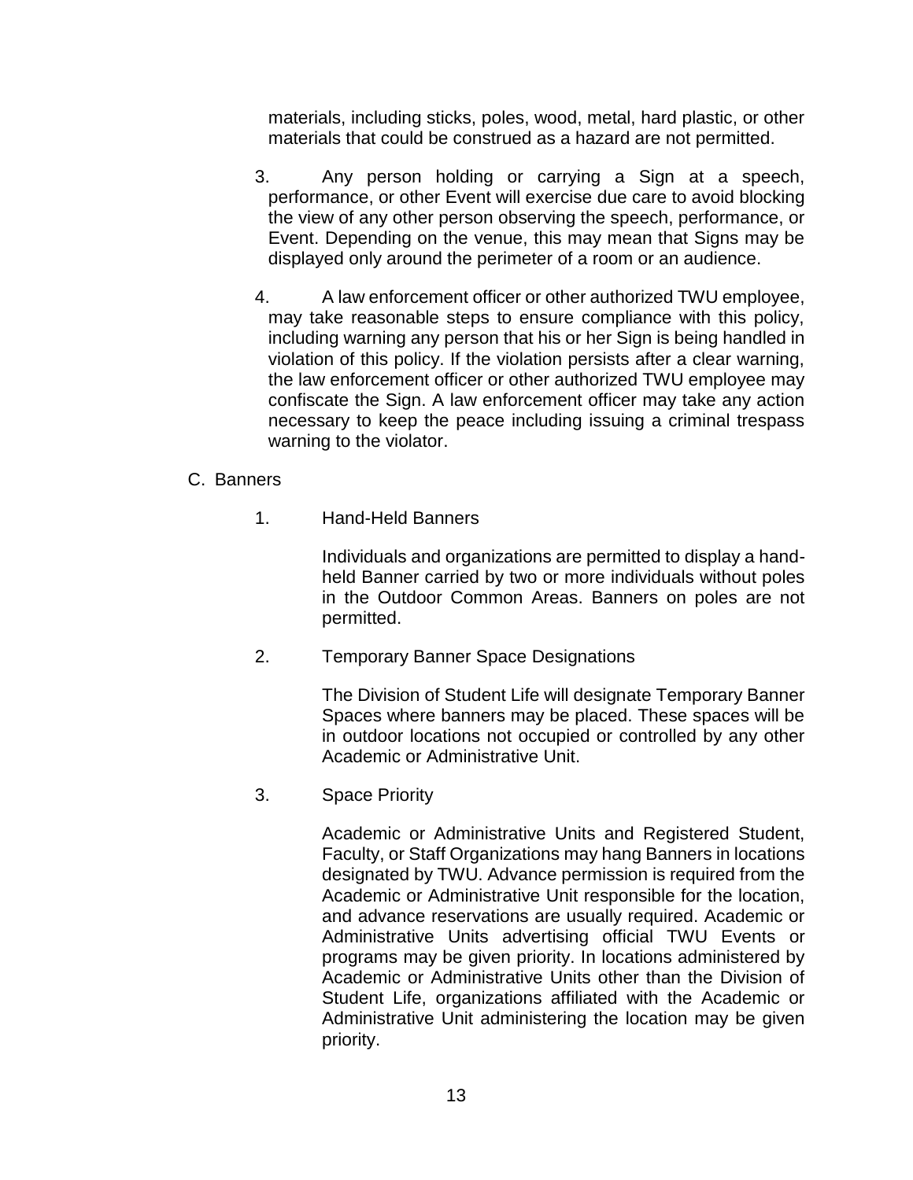materials, including sticks, poles, wood, metal, hard plastic, or other materials that could be construed as a hazard are not permitted.

3. Any person holding or carrying a Sign at a speech, performance, or other Event will exercise due care to avoid blocking the view of any other person observing the speech, performance, or Event. Depending on the venue, this may mean that Signs may be displayed only around the perimeter of a room or an audience.

4. A law enforcement officer or other authorized TWU employee, may take reasonable steps to ensure compliance with this policy, including warning any person that his or her Sign is being handled in violation of this policy. If the violation persists after a clear warning, the law enforcement officer or other authorized TWU employee may confiscate the Sign. A law enforcement officer may take any action necessary to keep the peace including issuing a criminal trespass warning to the violator.

C. Banners

1. Hand-Held Banners

   Individuals and organizations are permitted to display a hand-held Banner carried by two or more individuals without poles in the Outdoor Common Areas. Banners on poles are not permitted.

2. Temporary Banner Space Designations

   The Division of Student Life will designate Temporary Banner Spaces where banners may be placed. These spaces will be in outdoor locations not occupied or controlled by any other Academic or Administrative Unit.

3. Space Priority

   Academic or Administrative Units and Registered Student, Faculty, or Staff Organizations may hang Banners in locations designated by TWU. Advance permission is required from the Academic or Administrative Unit responsible for the location, and advance reservations are usually required. Academic or Administrative Units advertising official TWU Events or programs may be given priority. In locations administered by Academic or Administrative Units other than the Division of Student Life, organizations affiliated with the Academic or Administrative Unit administering the location may be given priority.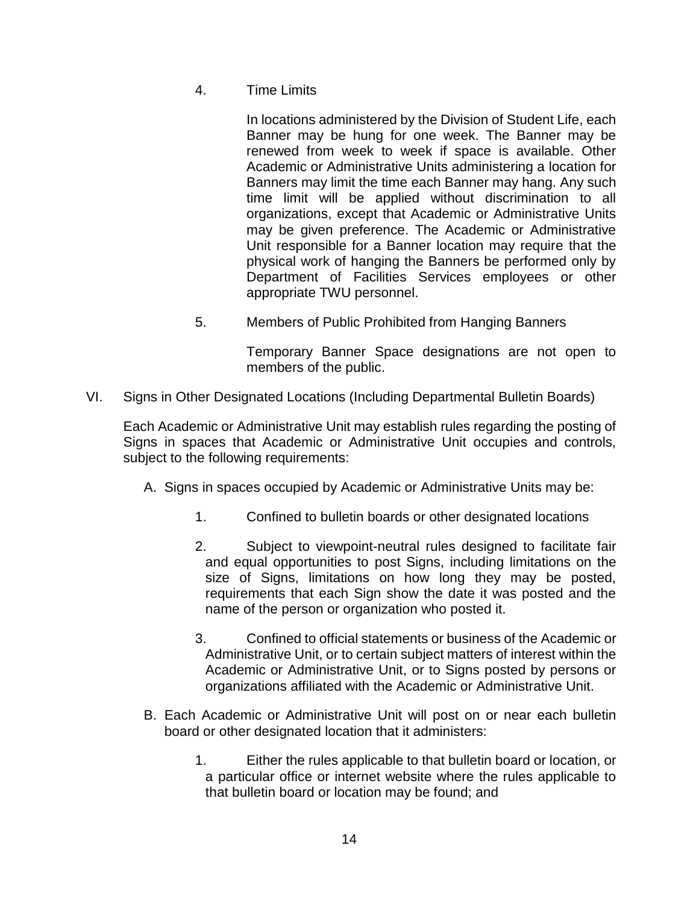4. Time Limits

In locations administered by the Division of Student Life, each Banner may be hung for one week. The Banner may be renewed from week to week if space is available. Other Academic or Administrative Units administering a location for Banners may limit the time each Banner may hang. Any such time limit will be applied without discrimination to all organizations, except that Academic or Administrative Units may be given preference. The Academic or Administrative Unit responsible for a Banner location may require that the physical work of hanging the Banners be performed only by Department of Facilities Services employees or other appropriate TWU personnel.

5. Members of Public Prohibited from Hanging Banners

Temporary Banner Space designations are not open to members of the public.

VI. Signs in Other Designated Locations (Including Departmental Bulletin Boards)

Each Academic or Administrative Unit may establish rules regarding the posting of Signs in spaces that Academic or Administrative Unit occupies and controls, subject to the following requirements:

A. Signs in spaces occupied by Academic or Administrative Units may be:

1. Confined to bulletin boards or other designated locations

2. Subject to viewpoint-neutral rules designed to facilitate fair and equal opportunities to post Signs, including limitations on the size of Signs, limitations on how long they may be posted, requirements that each Sign show the date it was posted and the name of the person or organization who posted it.

3. Confined to official statements or business of the Academic or Administrative Unit, or to certain subject matters of interest within the Academic or Administrative Unit, or to Signs posted by persons or organizations affiliated with the Academic or Administrative Unit.

B. Each Academic or Administrative Unit will post on or near each bulletin board or other designated location that it administers:

1. Either the rules applicable to that bulletin board or location, or a particular office or internet website where the rules applicable to that bulletin board or location may be found; and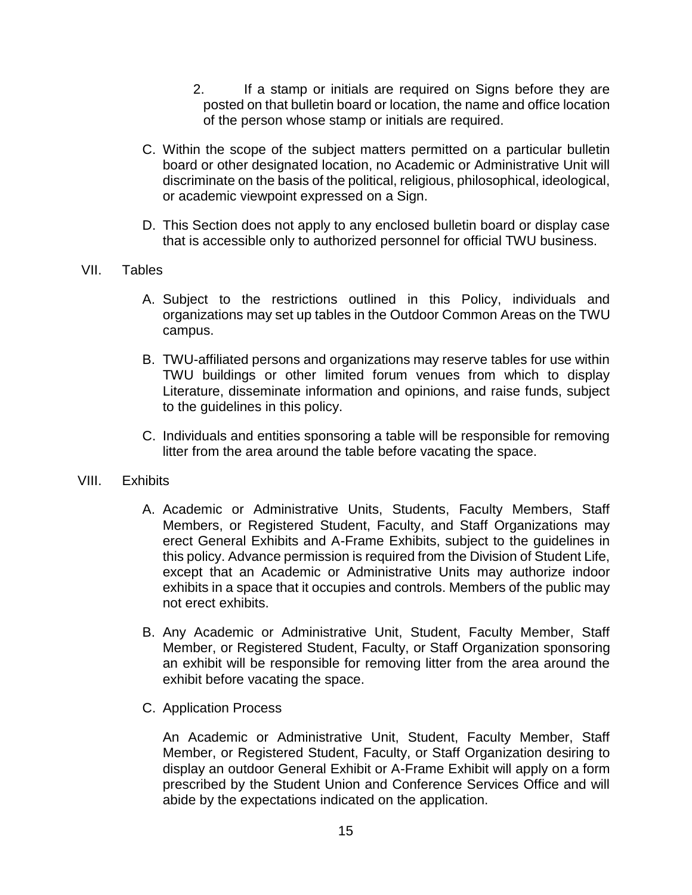2. If a stamp or initials are required on Signs before they are posted on that bulletin board or location, the name and office location of the person whose stamp or initials are required.

C. Within the scope of the subject matters permitted on a particular bulletin board or other designated location, no Academic or Administrative Unit will discriminate on the basis of the political, religious, philosophical, ideological, or academic viewpoint expressed on a Sign.

D. This Section does not apply to any enclosed bulletin board or display case that is accessible only to authorized personnel for official TWU business.

## VII. Tables

A. Subject to the restrictions outlined in this Policy, individuals and organizations may set up tables in the Outdoor Common Areas on the TWU campus.

B. TWU-affiliated persons and organizations may reserve tables for use within TWU buildings or other limited forum venues from which to display Literature, disseminate information and opinions, and raise funds, subject to the guidelines in this policy.

C. Individuals and entities sponsoring a table will be responsible for removing litter from the area around the table before vacating the space.

## VIII. Exhibits

A. Academic or Administrative Units, Students, Faculty Members, Staff Members, or Registered Student, Faculty, and Staff Organizations may erect General Exhibits and A-Frame Exhibits, subject to the guidelines in this policy. Advance permission is required from the Division of Student Life, except that an Academic or Administrative Units may authorize indoor exhibits in a space that it occupies and controls. Members of the public may not erect exhibits.

B. Any Academic or Administrative Unit, Student, Faculty Member, Staff Member, or Registered Student, Faculty, or Staff Organization sponsoring an exhibit will be responsible for removing litter from the area around the exhibit before vacating the space.

C. Application Process

An Academic or Administrative Unit, Student, Faculty Member, Staff Member, or Registered Student, Faculty, or Staff Organization desiring to display an outdoor General Exhibit or A-Frame Exhibit will apply on a form prescribed by the Student Union and Conference Services Office and will abide by the expectations indicated on the application.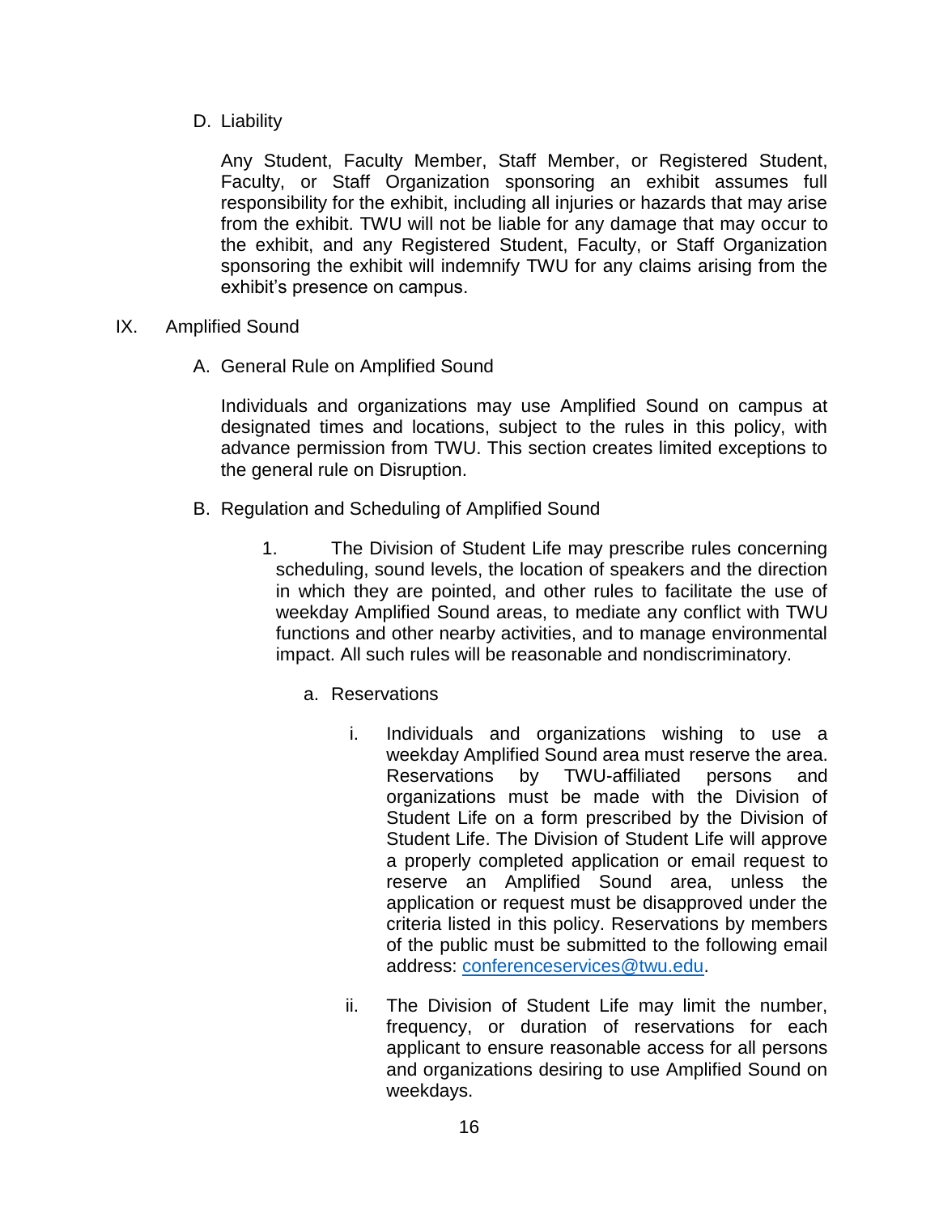D. Liability

Any Student, Faculty Member, Staff Member, or Registered Student, Faculty, or Staff Organization sponsoring an exhibit assumes full responsibility for the exhibit, including all injuries or hazards that may arise from the exhibit. TWU will not be liable for any damage that may occur to the exhibit, and any Registered Student, Faculty, or Staff Organization sponsoring the exhibit will indemnify TWU for any claims arising from the exhibit's presence on campus.

IX. Amplified Sound

A. General Rule on Amplified Sound

Individuals and organizations may use Amplified Sound on campus at designated times and locations, subject to the rules in this policy, with advance permission from TWU. This section creates limited exceptions to the general rule on Disruption.

B. Regulation and Scheduling of Amplified Sound

1. The Division of Student Life may prescribe rules concerning scheduling, sound levels, the location of speakers and the direction in which they are pointed, and other rules to facilitate the use of weekday Amplified Sound areas, to mediate any conflict with TWU functions and other nearby activities, and to manage environmental impact. All such rules will be reasonable and nondiscriminatory.

a. Reservations

i. Individuals and organizations wishing to use a weekday Amplified Sound area must reserve the area. Reservations by TWU-affiliated persons and organizations must be made with the Division of Student Life on a form prescribed by the Division of Student Life. The Division of Student Life will approve a properly completed application or email request to reserve an Amplified Sound area, unless the application or request must be disapproved under the criteria listed in this policy. Reservations by members of the public must be submitted to the following email address: conferenceservices@twu.edu.

ii. The Division of Student Life may limit the number, frequency, or duration of reservations for each applicant to ensure reasonable access for all persons and organizations desiring to use Amplified Sound on weekdays.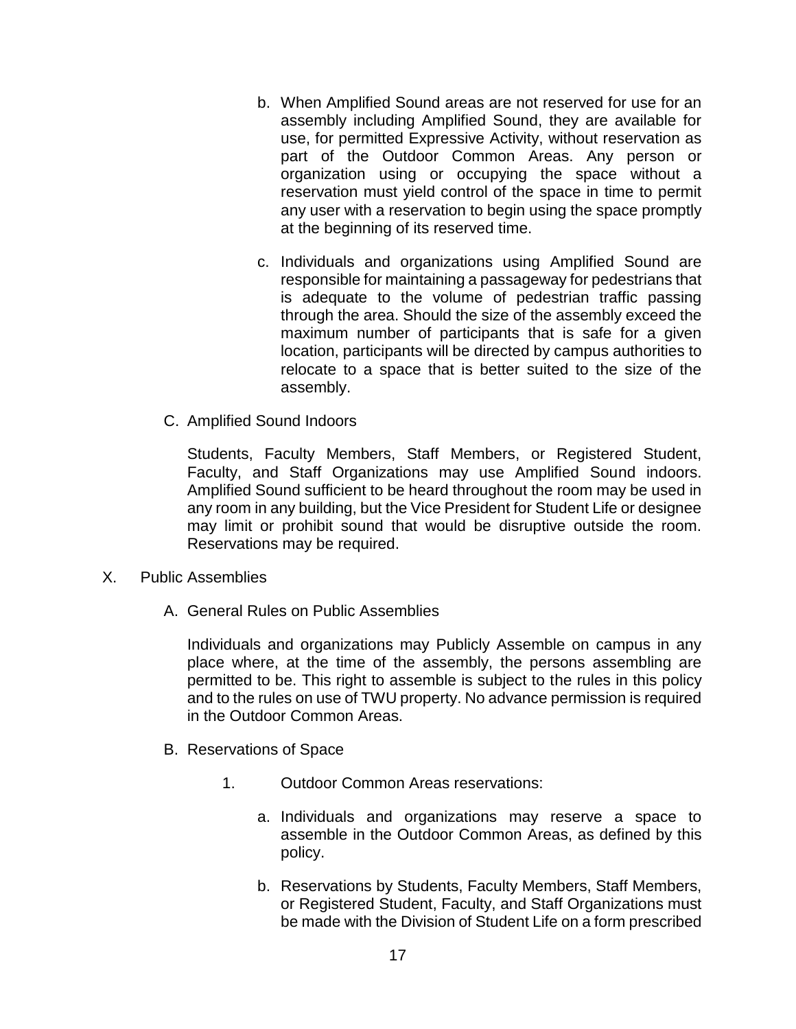b. When Amplified Sound areas are not reserved for use for an assembly including Amplified Sound, they are available for use, for permitted Expressive Activity, without reservation as part of the Outdoor Common Areas. Any person or organization using or occupying the space without a reservation must yield control of the space in time to permit any user with a reservation to begin using the space promptly at the beginning of its reserved time.

c. Individuals and organizations using Amplified Sound are responsible for maintaining a passageway for pedestrians that is adequate to the volume of pedestrian traffic passing through the area. Should the size of the assembly exceed the maximum number of participants that is safe for a given location, participants will be directed by campus authorities to relocate to a space that is better suited to the size of the assembly.

C. Amplified Sound Indoors

Students, Faculty Members, Staff Members, or Registered Student, Faculty, and Staff Organizations may use Amplified Sound indoors. Amplified Sound sufficient to be heard throughout the room may be used in any room in any building, but the Vice President for Student Life or designee may limit or prohibit sound that would be disruptive outside the room. Reservations may be required.

X. Public Assemblies

A. General Rules on Public Assemblies

Individuals and organizations may Publicly Assemble on campus in any place where, at the time of the assembly, the persons assembling are permitted to be. This right to assemble is subject to the rules in this policy and to the rules on use of TWU property. No advance permission is required in the Outdoor Common Areas.

B. Reservations of Space

1. Outdoor Common Areas reservations:

a. Individuals and organizations may reserve a space to assemble in the Outdoor Common Areas, as defined by this policy.

b. Reservations by Students, Faculty Members, Staff Members, or Registered Student, Faculty, and Staff Organizations must be made with the Division of Student Life on a form prescribed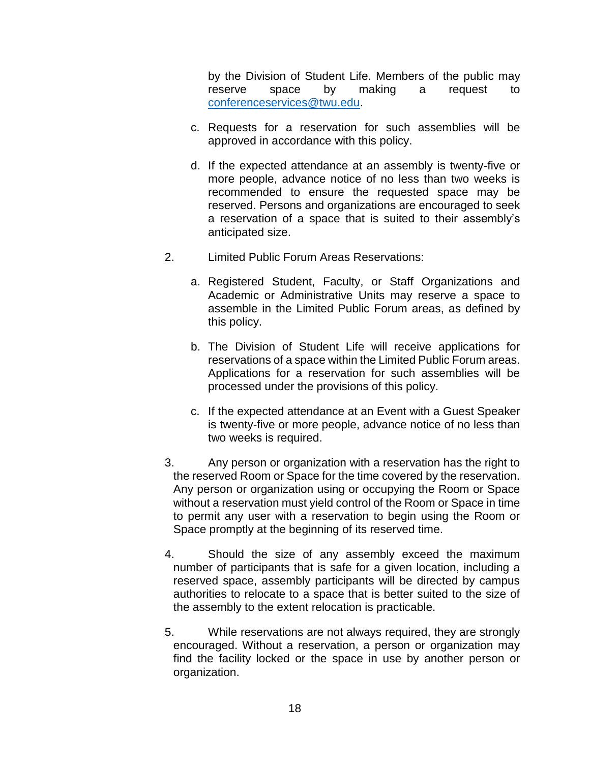by the Division of Student Life. Members of the public may reserve space by making a request to conferenceservices@twu.edu.

c. Requests for a reservation for such assemblies will be approved in accordance with this policy.

d. If the expected attendance at an assembly is twenty-five or more people, advance notice of no less than two weeks is recommended to ensure the requested space may be reserved. Persons and organizations are encouraged to seek a reservation of a space that is suited to their assembly's anticipated size.

2. Limited Public Forum Areas Reservations:

   a. Registered Student, Faculty, or Staff Organizations and Academic or Administrative Units may reserve a space to assemble in the Limited Public Forum areas, as defined by this policy.

   b. The Division of Student Life will receive applications for reservations of a space within the Limited Public Forum areas. Applications for a reservation for such assemblies will be processed under the provisions of this policy.

   c. If the expected attendance at an Event with a Guest Speaker is twenty-five or more people, advance notice of no less than two weeks is required.

3. Any person or organization with a reservation has the right to the reserved Room or Space for the time covered by the reservation. Any person or organization using or occupying the Room or Space without a reservation must yield control of the Room or Space in time to permit any user with a reservation to begin using the Room or Space promptly at the beginning of its reserved time.

4. Should the size of any assembly exceed the maximum number of participants that is safe for a given location, including a reserved space, assembly participants will be directed by campus authorities to relocate to a space that is better suited to the size of the assembly to the extent relocation is practicable.

5. While reservations are not always required, they are strongly encouraged. Without a reservation, a person or organization may find the facility locked or the space in use by another person or organization.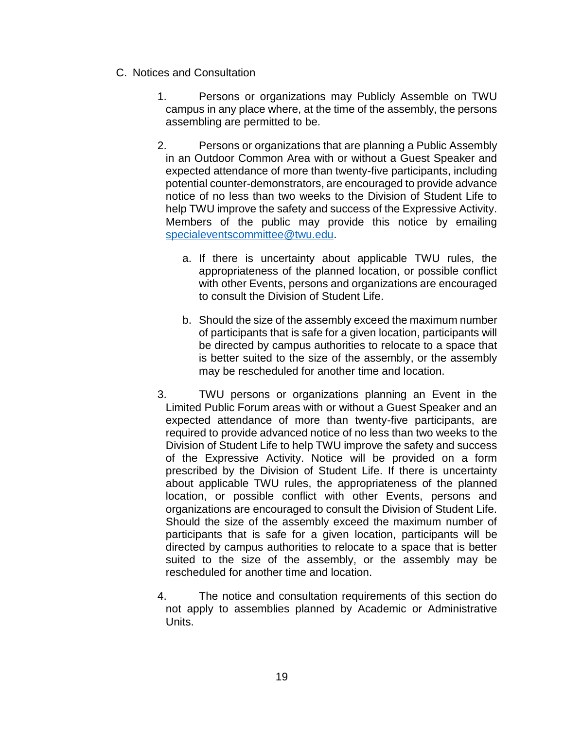C. Notices and Consultation

1. Persons or organizations may Publicly Assemble on TWU campus in any place where, at the time of the assembly, the persons assembling are permitted to be.

2. Persons or organizations that are planning a Public Assembly in an Outdoor Common Area with or without a Guest Speaker and expected attendance of more than twenty-five participants, including potential counter-demonstrators, are encouraged to provide advance notice of no less than two weeks to the Division of Student Life to help TWU improve the safety and success of the Expressive Activity. Members of the public may provide this notice by emailing [specialeventscommittee@twu.edu](mailto:specialeventscommittee@twu.edu).

   a. If there is uncertainty about applicable TWU rules, the appropriateness of the planned location, or possible conflict with other Events, persons and organizations are encouraged to consult the Division of Student Life.

   b. Should the size of the assembly exceed the maximum number of participants that is safe for a given location, participants will be directed by campus authorities to relocate to a space that is better suited to the size of the assembly, or the assembly may be rescheduled for another time and location.

3. TWU persons or organizations planning an Event in the Limited Public Forum areas with or without a Guest Speaker and an expected attendance of more than twenty-five participants, are required to provide advanced notice of no less than two weeks to the Division of Student Life to help TWU improve the safety and success of the Expressive Activity. Notice will be provided on a form prescribed by the Division of Student Life. If there is uncertainty about applicable TWU rules, the appropriateness of the planned location, or possible conflict with other Events, persons and organizations are encouraged to consult the Division of Student Life. Should the size of the assembly exceed the maximum number of participants that is safe for a given location, participants will be directed by campus authorities to relocate to a space that is better suited to the size of the assembly, or the assembly may be rescheduled for another time and location.

4. The notice and consultation requirements of this section do not apply to assemblies planned by Academic or Administrative Units.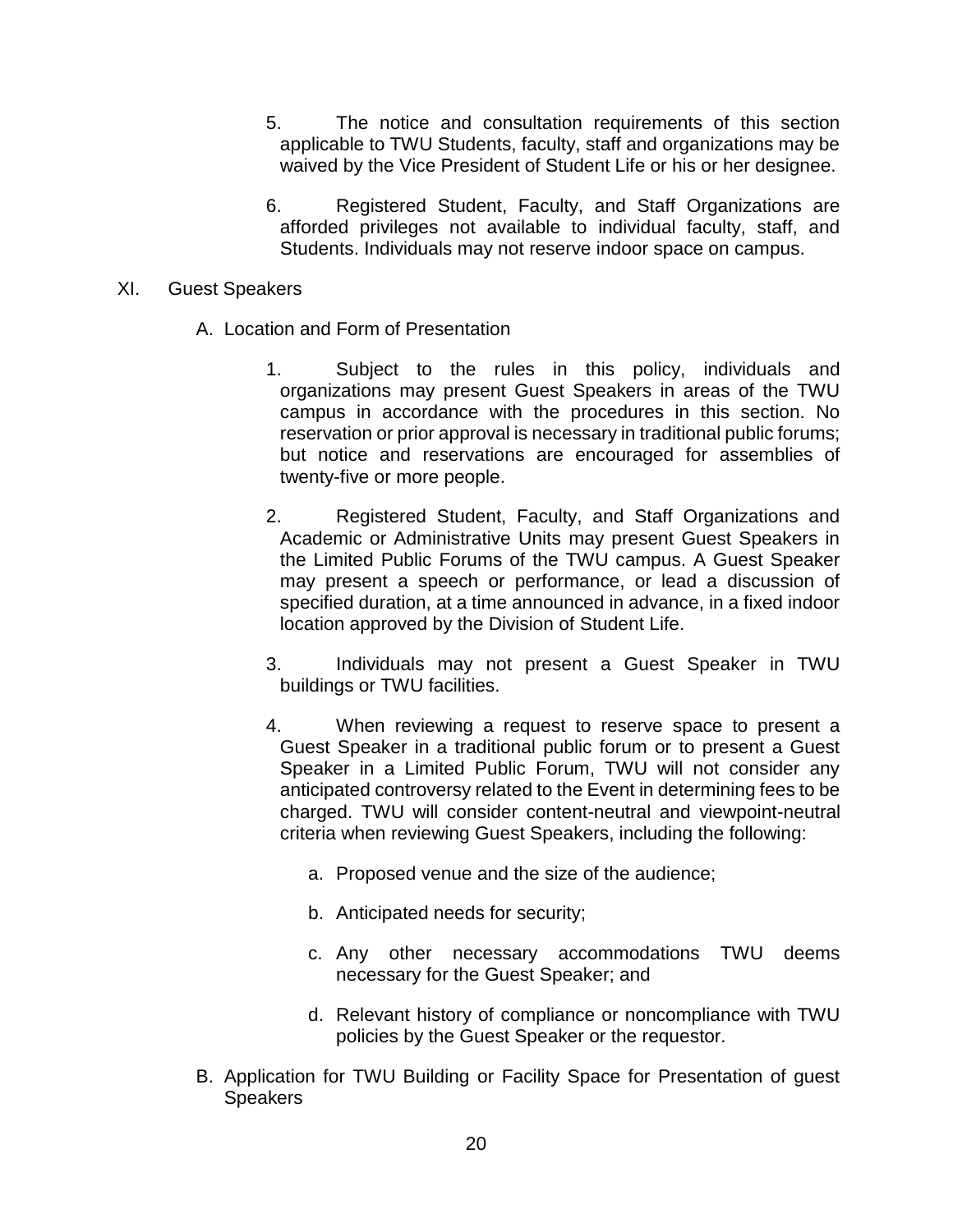5. The notice and consultation requirements of this section applicable to TWU Students, faculty, staff and organizations may be waived by the Vice President of Student Life or his or her designee.

6. Registered Student, Faculty, and Staff Organizations are afforded privileges not available to individual faculty, staff, and Students. Individuals may not reserve indoor space on campus.

## XI. Guest Speakers

### A. Location and Form of Presentation

1. Subject to the rules in this policy, individuals and organizations may present Guest Speakers in areas of the TWU campus in accordance with the procedures in this section. No reservation or prior approval is necessary in traditional public forums; but notice and reservations are encouraged for assemblies of twenty-five or more people.

2. Registered Student, Faculty, and Staff Organizations and Academic or Administrative Units may present Guest Speakers in the Limited Public Forums of the TWU campus. A Guest Speaker may present a speech or performance, or lead a discussion of specified duration, at a time announced in advance, in a fixed indoor location approved by the Division of Student Life.

3. Individuals may not present a Guest Speaker in TWU buildings or TWU facilities.

4. When reviewing a request to reserve space to present a Guest Speaker in a traditional public forum or to present a Guest Speaker in a Limited Public Forum, TWU will not consider any anticipated controversy related to the Event in determining fees to be charged. TWU will consider content-neutral and viewpoint-neutral criteria when reviewing Guest Speakers, including the following:

   a. Proposed venue and the size of the audience;

   b. Anticipated needs for security;

   c. Any other necessary accommodations TWU deems necessary for the Guest Speaker; and

   d. Relevant history of compliance or noncompliance with TWU policies by the Guest Speaker or the requestor.

### B. Application for TWU Building or Facility Space for Presentation of guest Speakers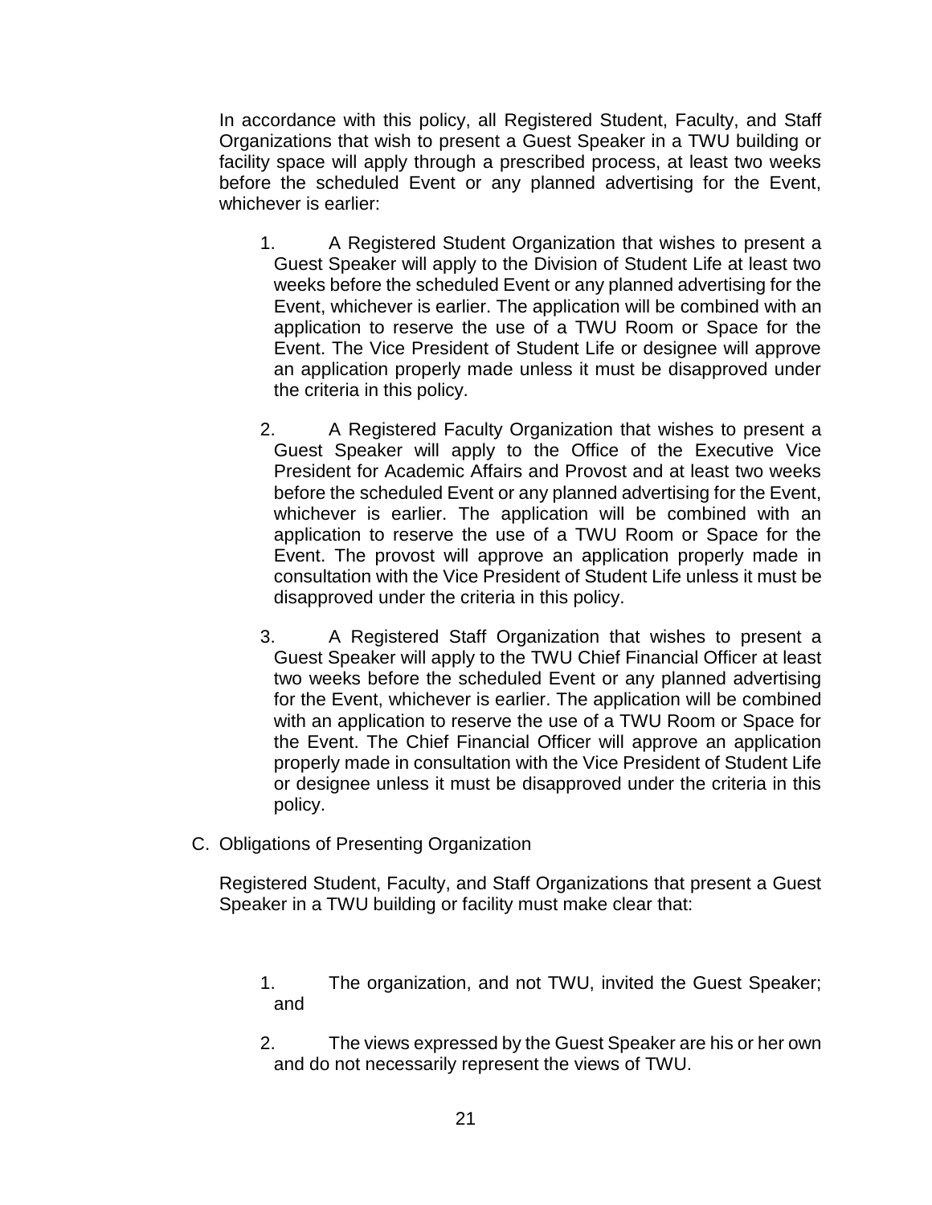In accordance with this policy, all Registered Student, Faculty, and Staff Organizations that wish to present a Guest Speaker in a TWU building or facility space will apply through a prescribed process, at least two weeks before the scheduled Event or any planned advertising for the Event, whichever is earlier:

1. A Registered Student Organization that wishes to present a Guest Speaker will apply to the Division of Student Life at least two weeks before the scheduled Event or any planned advertising for the Event, whichever is earlier. The application will be combined with an application to reserve the use of a TWU Room or Space for the Event. The Vice President of Student Life or designee will approve an application properly made unless it must be disapproved under the criteria in this policy.

2. A Registered Faculty Organization that wishes to present a Guest Speaker will apply to the Office of the Executive Vice President for Academic Affairs and Provost and at least two weeks before the scheduled Event or any planned advertising for the Event, whichever is earlier. The application will be combined with an application to reserve the use of a TWU Room or Space for the Event. The provost will approve an application properly made in consultation with the Vice President of Student Life unless it must be disapproved under the criteria in this policy.

3. A Registered Staff Organization that wishes to present a Guest Speaker will apply to the TWU Chief Financial Officer at least two weeks before the scheduled Event or any planned advertising for the Event, whichever is earlier. The application will be combined with an application to reserve the use of a TWU Room or Space for the Event. The Chief Financial Officer will approve an application properly made in consultation with the Vice President of Student Life or designee unless it must be disapproved under the criteria in this policy.

C. Obligations of Presenting Organization

Registered Student, Faculty, and Staff Organizations that present a Guest Speaker in a TWU building or facility must make clear that:

1. The organization, and not TWU, invited the Guest Speaker; and

2. The views expressed by the Guest Speaker are his or her own and do not necessarily represent the views of TWU.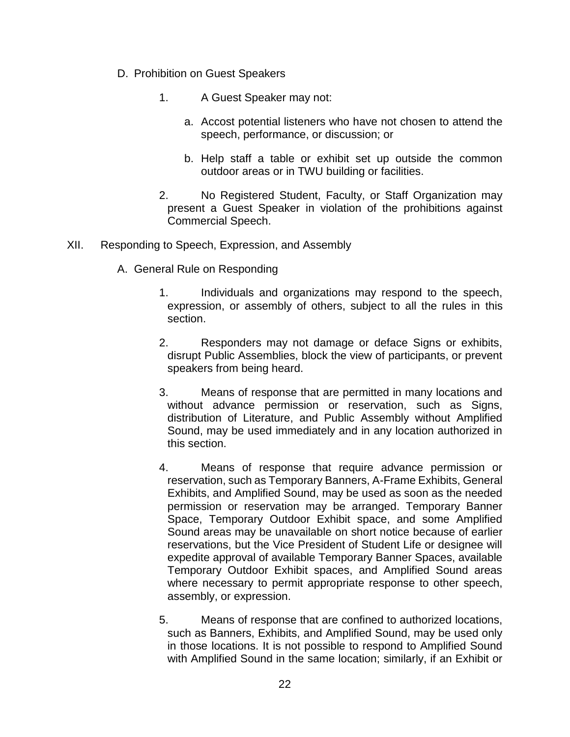D. Prohibition on Guest Speakers

1. A Guest Speaker may not:

   a. Accost potential listeners who have not chosen to attend the speech, performance, or discussion; or

   b. Help staff a table or exhibit set up outside the common outdoor areas or in TWU building or facilities.

2. No Registered Student, Faculty, or Staff Organization may present a Guest Speaker in violation of the prohibitions against Commercial Speech.

XII. Responding to Speech, Expression, and Assembly

A. General Rule on Responding

1. Individuals and organizations may respond to the speech, expression, or assembly of others, subject to all the rules in this section.

2. Responders may not damage or deface Signs or exhibits, disrupt Public Assemblies, block the view of participants, or prevent speakers from being heard.

3. Means of response that are permitted in many locations and without advance permission or reservation, such as Signs, distribution of Literature, and Public Assembly without Amplified Sound, may be used immediately and in any location authorized in this section.

4. Means of response that require advance permission or reservation, such as Temporary Banners, A-Frame Exhibits, General Exhibits, and Amplified Sound, may be used as soon as the needed permission or reservation may be arranged. Temporary Banner Space, Temporary Outdoor Exhibit space, and some Amplified Sound areas may be unavailable on short notice because of earlier reservations, but the Vice President of Student Life or designee will expedite approval of available Temporary Banner Spaces, available Temporary Outdoor Exhibit spaces, and Amplified Sound areas where necessary to permit appropriate response to other speech, assembly, or expression.

5. Means of response that are confined to authorized locations, such as Banners, Exhibits, and Amplified Sound, may be used only in those locations. It is not possible to respond to Amplified Sound with Amplified Sound in the same location; similarly, if an Exhibit or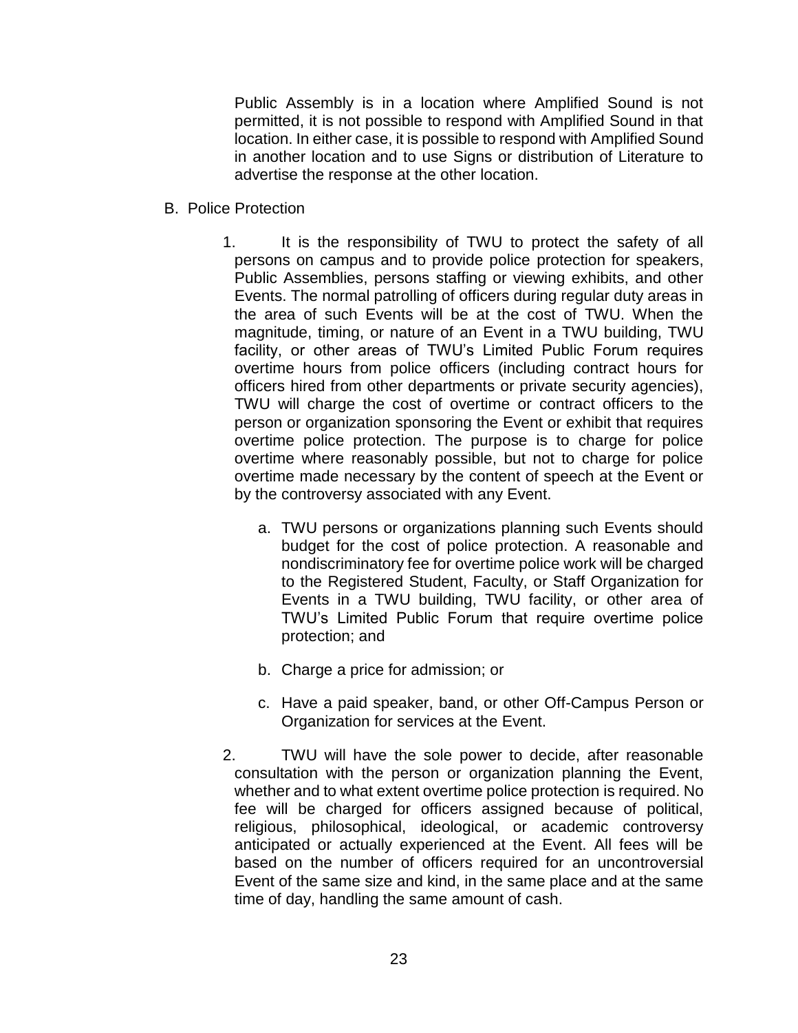Public Assembly is in a location where Amplified Sound is not permitted, it is not possible to respond with Amplified Sound in that location. In either case, it is possible to respond with Amplified Sound in another location and to use Signs or distribution of Literature to advertise the response at the other location.

B. Police Protection

1. It is the responsibility of TWU to protect the safety of all persons on campus and to provide police protection for speakers, Public Assemblies, persons staffing or viewing exhibits, and other Events. The normal patrolling of officers during regular duty areas in the area of such Events will be at the cost of TWU. When the magnitude, timing, or nature of an Event in a TWU building, TWU facility, or other areas of TWU's Limited Public Forum requires overtime hours from police officers (including contract hours for officers hired from other departments or private security agencies), TWU will charge the cost of overtime or contract officers to the person or organization sponsoring the Event or exhibit that requires overtime police protection. The purpose is to charge for police overtime where reasonably possible, but not to charge for police overtime made necessary by the content of speech at the Event or by the controversy associated with any Event.

   a. TWU persons or organizations planning such Events should budget for the cost of police protection. A reasonable and nondiscriminatory fee for overtime police work will be charged to the Registered Student, Faculty, or Staff Organization for Events in a TWU building, TWU facility, or other area of TWU's Limited Public Forum that require overtime police protection; and

   b. Charge a price for admission; or

   c. Have a paid speaker, band, or other Off-Campus Person or Organization for services at the Event.

2. TWU will have the sole power to decide, after reasonable consultation with the person or organization planning the Event, whether and to what extent overtime police protection is required. No fee will be charged for officers assigned because of political, religious, philosophical, ideological, or academic controversy anticipated or actually experienced at the Event. All fees will be based on the number of officers required for an uncontroversial Event of the same size and kind, in the same place and at the same time of day, handling the same amount of cash.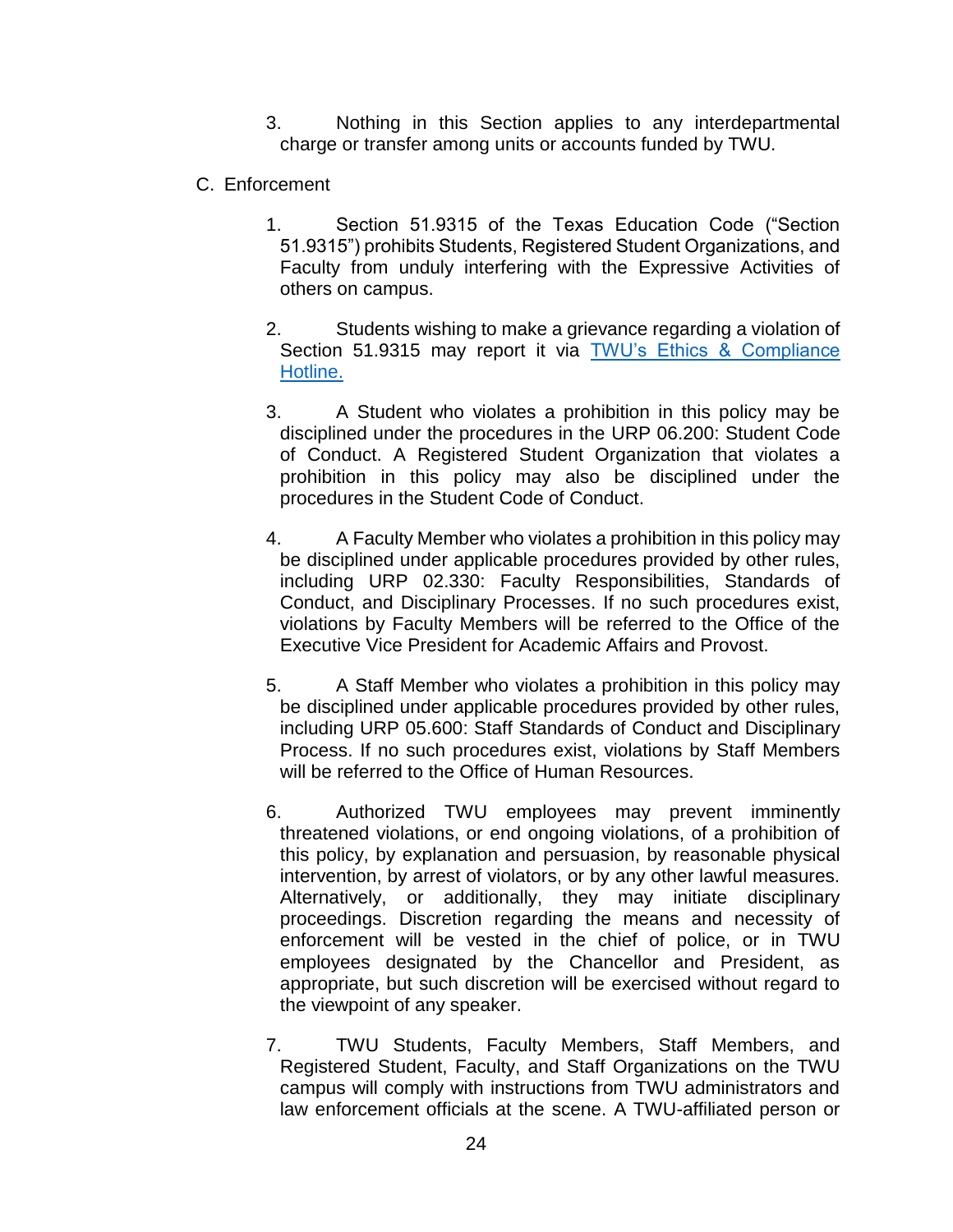3. Nothing in this Section applies to any interdepartmental charge or transfer among units or accounts funded by TWU.

C. Enforcement

1. Section 51.9315 of the Texas Education Code ("Section 51.9315") prohibits Students, Registered Student Organizations, and Faculty from unduly interfering with the Expressive Activities of others on campus.

2. Students wishing to make a grievance regarding a violation of Section 51.9315 may report it via [TWU's Ethics & Compliance Hotline.]()

3. A Student who violates a prohibition in this policy may be disciplined under the procedures in the URP 06.200: Student Code of Conduct. A Registered Student Organization that violates a prohibition in this policy may also be disciplined under the procedures in the Student Code of Conduct.

4. A Faculty Member who violates a prohibition in this policy may be disciplined under applicable procedures provided by other rules, including URP 02.330: Faculty Responsibilities, Standards of Conduct, and Disciplinary Processes. If no such procedures exist, violations by Faculty Members will be referred to the Office of the Executive Vice President for Academic Affairs and Provost.

5. A Staff Member who violates a prohibition in this policy may be disciplined under applicable procedures provided by other rules, including URP 05.600: Staff Standards of Conduct and Disciplinary Process. If no such procedures exist, violations by Staff Members will be referred to the Office of Human Resources.

6. Authorized TWU employees may prevent imminently threatened violations, or end ongoing violations, of a prohibition of this policy, by explanation and persuasion, by reasonable physical intervention, by arrest of violators, or by any other lawful measures. Alternatively, or additionally, they may initiate disciplinary proceedings. Discretion regarding the means and necessity of enforcement will be vested in the chief of police, or in TWU employees designated by the Chancellor and President, as appropriate, but such discretion will be exercised without regard to the viewpoint of any speaker.

7. TWU Students, Faculty Members, Staff Members, and Registered Student, Faculty, and Staff Organizations on the TWU campus will comply with instructions from TWU administrators and law enforcement officials at the scene. A TWU-affiliated person or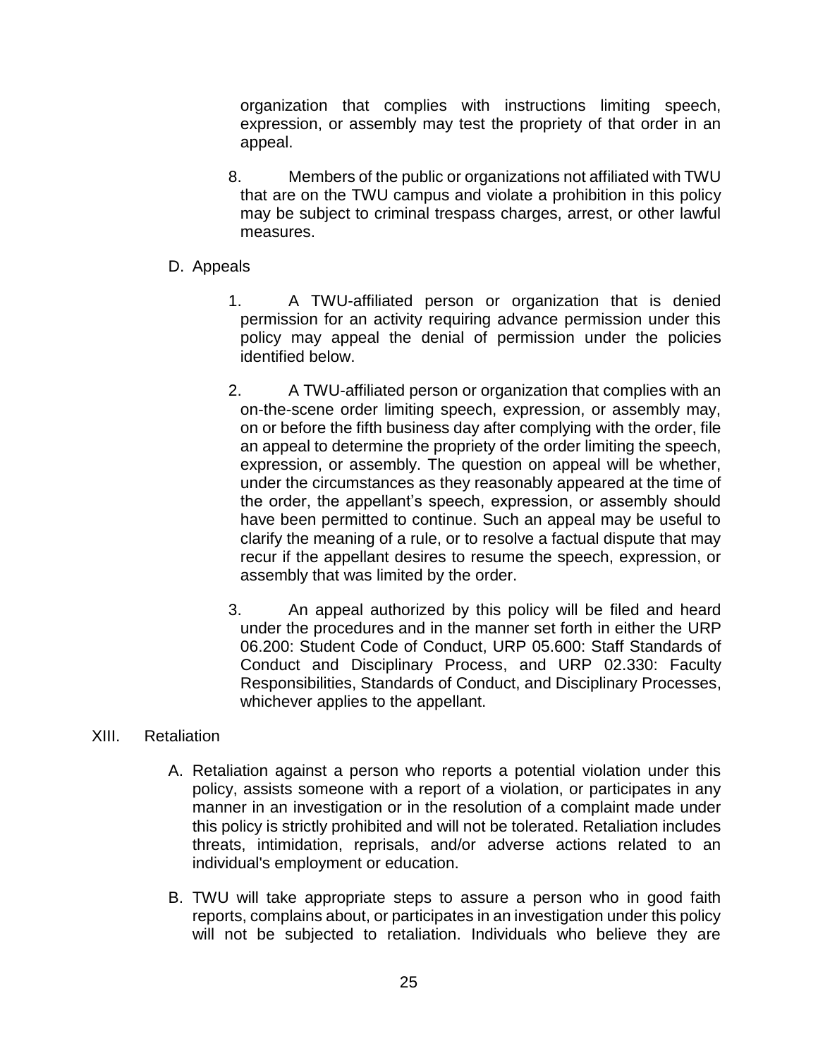organization that complies with instructions limiting speech, expression, or assembly may test the propriety of that order in an appeal.

8. Members of the public or organizations not affiliated with TWU that are on the TWU campus and violate a prohibition in this policy may be subject to criminal trespass charges, arrest, or other lawful measures.

D. Appeals

1. A TWU-affiliated person or organization that is denied permission for an activity requiring advance permission under this policy may appeal the denial of permission under the policies identified below.

2. A TWU-affiliated person or organization that complies with an on-the-scene order limiting speech, expression, or assembly may, on or before the fifth business day after complying with the order, file an appeal to determine the propriety of the order limiting the speech, expression, or assembly. The question on appeal will be whether, under the circumstances as they reasonably appeared at the time of the order, the appellant's speech, expression, or assembly should have been permitted to continue. Such an appeal may be useful to clarify the meaning of a rule, or to resolve a factual dispute that may recur if the appellant desires to resume the speech, expression, or assembly that was limited by the order.

3. An appeal authorized by this policy will be filed and heard under the procedures and in the manner set forth in either the URP 06.200: Student Code of Conduct, URP 05.600: Staff Standards of Conduct and Disciplinary Process, and URP 02.330: Faculty Responsibilities, Standards of Conduct, and Disciplinary Processes, whichever applies to the appellant.

## XIII. Retaliation

A. Retaliation against a person who reports a potential violation under this policy, assists someone with a report of a violation, or participates in any manner in an investigation or in the resolution of a complaint made under this policy is strictly prohibited and will not be tolerated. Retaliation includes threats, intimidation, reprisals, and/or adverse actions related to an individual's employment or education.

B. TWU will take appropriate steps to assure a person who in good faith reports, complains about, or participates in an investigation under this policy will not be subjected to retaliation. Individuals who believe they are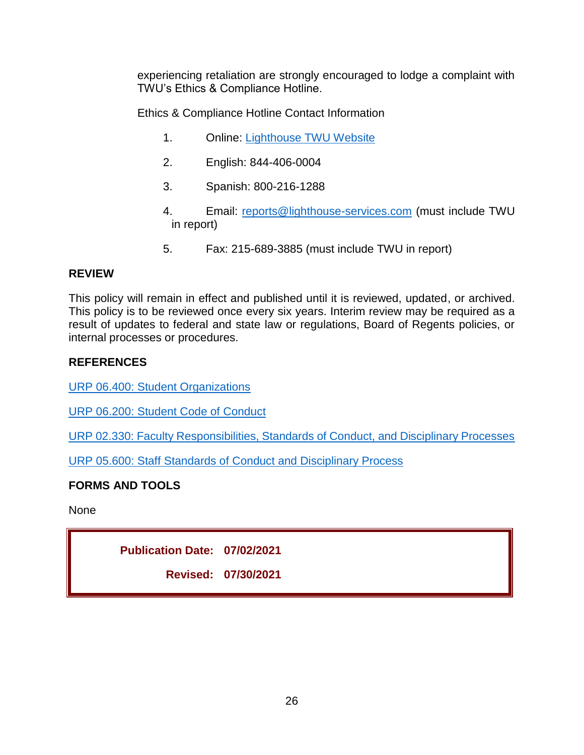experiencing retaliation are strongly encouraged to lodge a complaint with TWU's Ethics & Compliance Hotline.

Ethics & Compliance Hotline Contact Information

1. Online: [Lighthouse TWU Website]
2. English: 844-406-0004
3. Spanish: 800-216-1288
4. Email: reports@lighthouse-services.com (must include TWU in report)
5. Fax: 215-689-3885 (must include TWU in report)

## REVIEW

This policy will remain in effect and published until it is reviewed, updated, or archived. This policy is to be reviewed once every six years. Interim review may be required as a result of updates to federal and state law or regulations, Board of Regents policies, or internal processes or procedures.

## REFERENCES

URP 06.400: Student Organizations

URP 06.200: Student Code of Conduct

URP 02.330: Faculty Responsibilities, Standards of Conduct, and Disciplinary Processes

URP 05.600: Staff Standards of Conduct and Disciplinary Process

## FORMS AND TOOLS

None

**Publication Date: 07/02/2021**

**Revised: 07/30/2021**